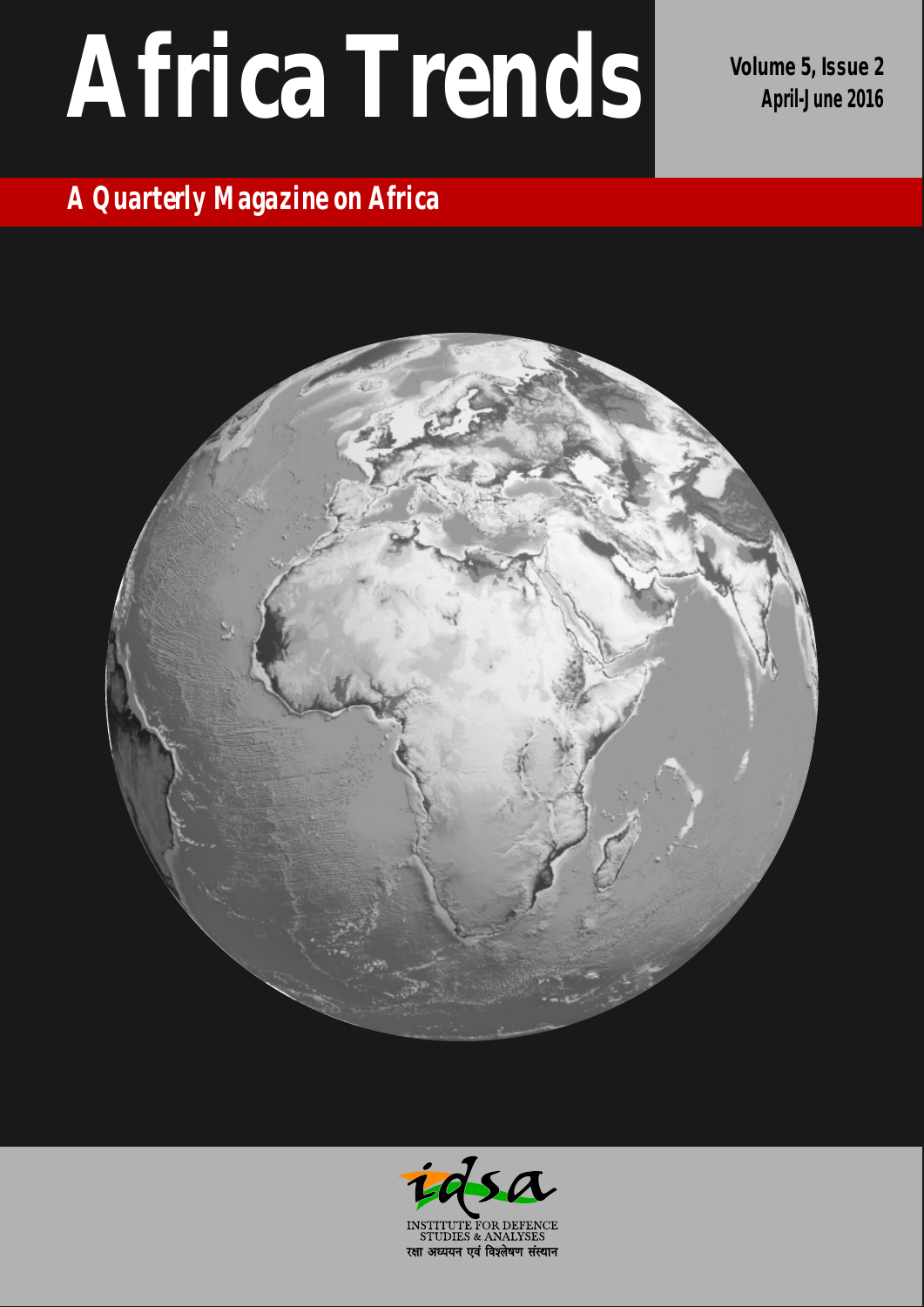# Africa Trends

**Volume 5, Issue 2**
**April-June 2016**

## A Quarterly Magazine on Africa

idsa

INSTITUTE FOR DEFENCE STUDIES & ANALYSES

रक्षा अध्ययन एवं विश्लेषण संस्थान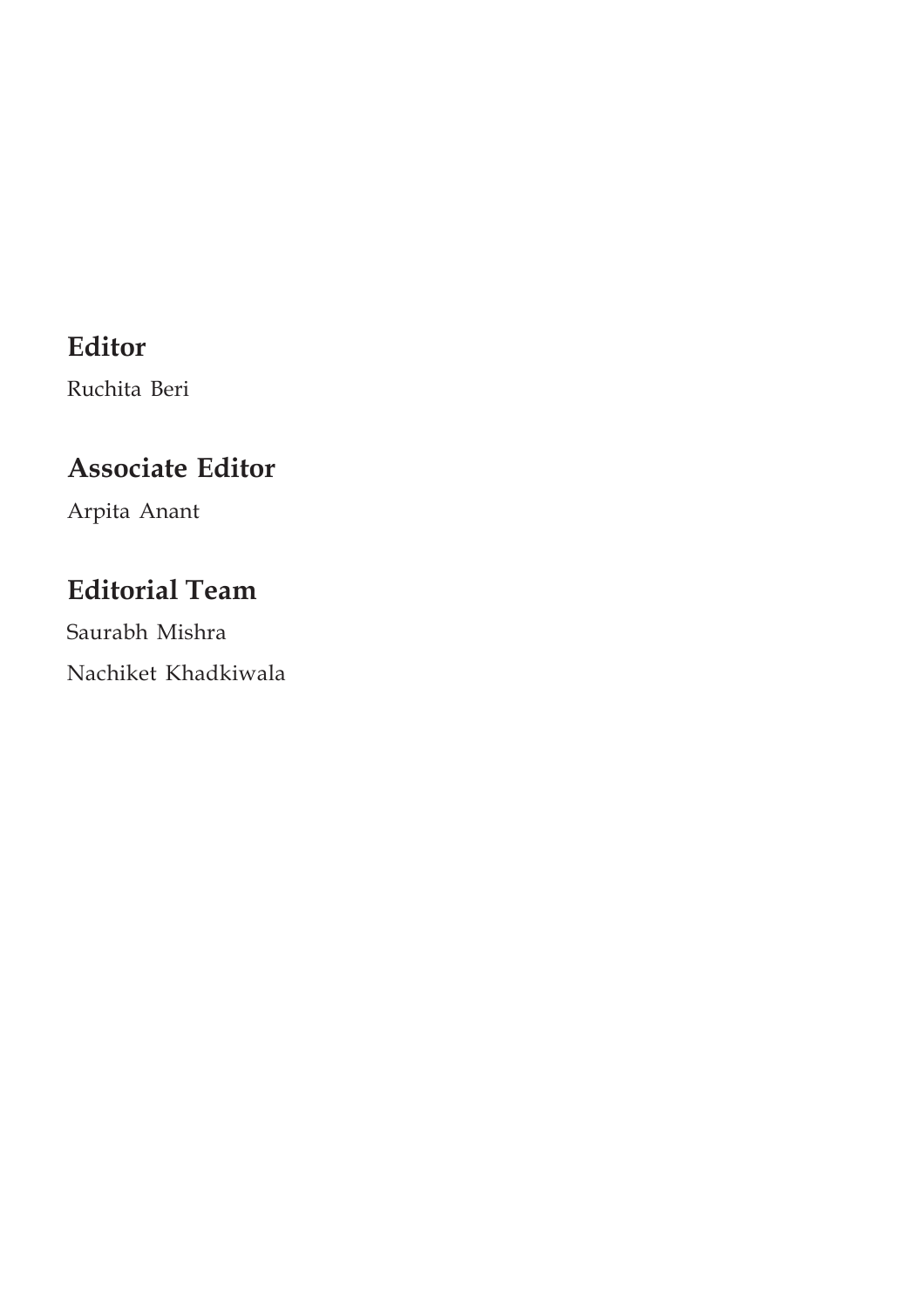## Editor

Ruchita Beri

## Associate Editor

Arpita Anant

## Editorial Team

Saurabh Mishra

Nachiket Khadkiwala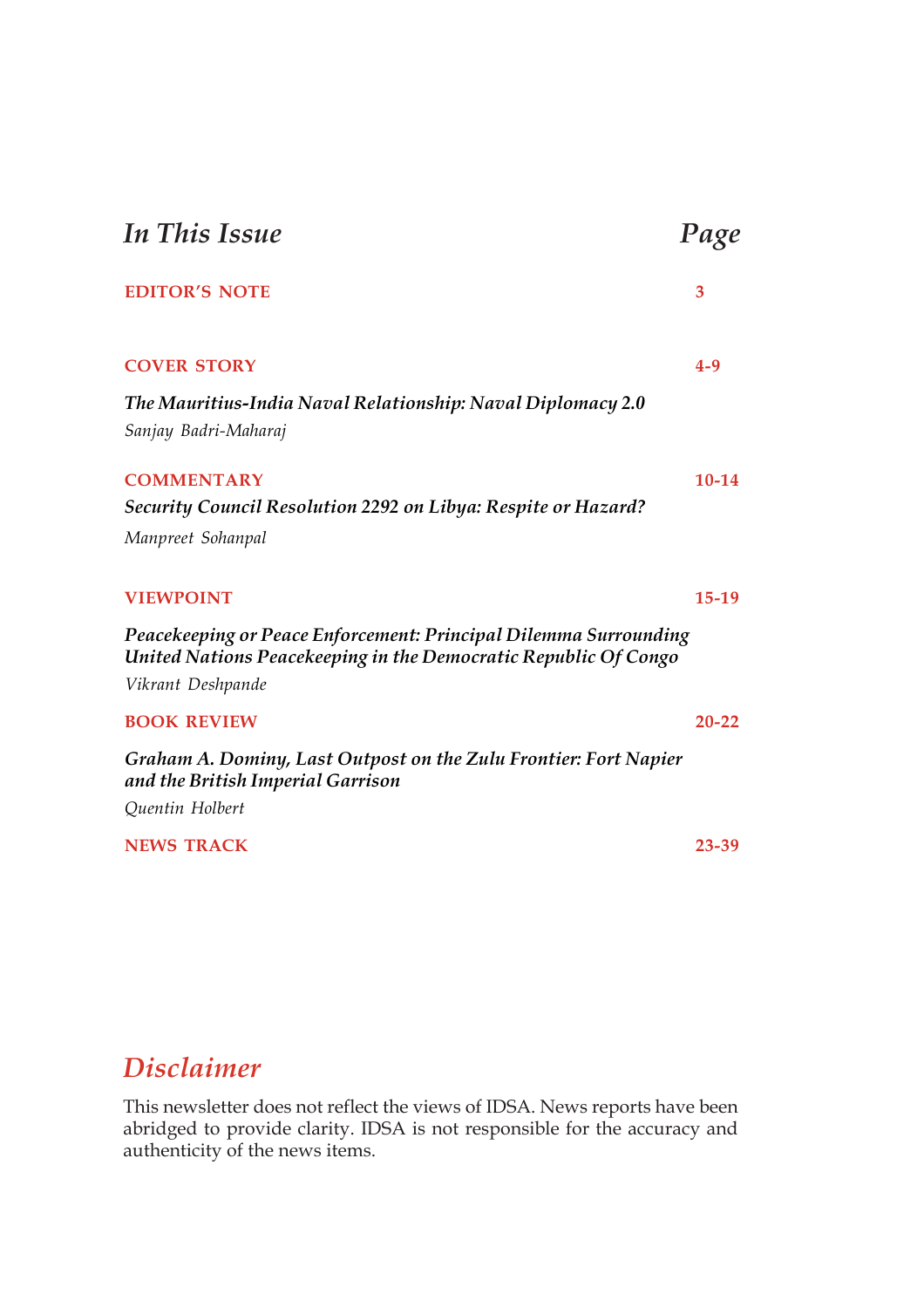## *In This Issue* | *Page*

| | |
|---|---|
| **EDITOR'S NOTE** | **3** |
| **COVER STORY** | **4-9** |
| ***The Mauritius-India Naval Relationship: Naval Diplomacy 2.0*** <br> *Sanjay Badri-Maharaj* | |
| **COMMENTARY** | **10-14** |
| ***Security Council Resolution 2292 on Libya: Respite or Hazard?*** <br> *Manpreet Sohanpal* | |
| **VIEWPOINT** | **15-19** |
| ***Peacekeeping or Peace Enforcement: Principal Dilemma Surrounding United Nations Peacekeeping in the Democratic Republic Of Congo*** <br> *Vikrant Deshpande* | |
| **BOOK REVIEW** | **20-22** |
| ***Graham A. Dominy, Last Outpost on the Zulu Frontier: Fort Napier and the British Imperial Garrison*** <br> *Quentin Holbert* | |
| **NEWS TRACK** | **23-39** |

## *Disclaimer*

This newsletter does not reflect the views of IDSA. News reports have been abridged to provide clarity. IDSA is not responsible for the accuracy and authenticity of the news items.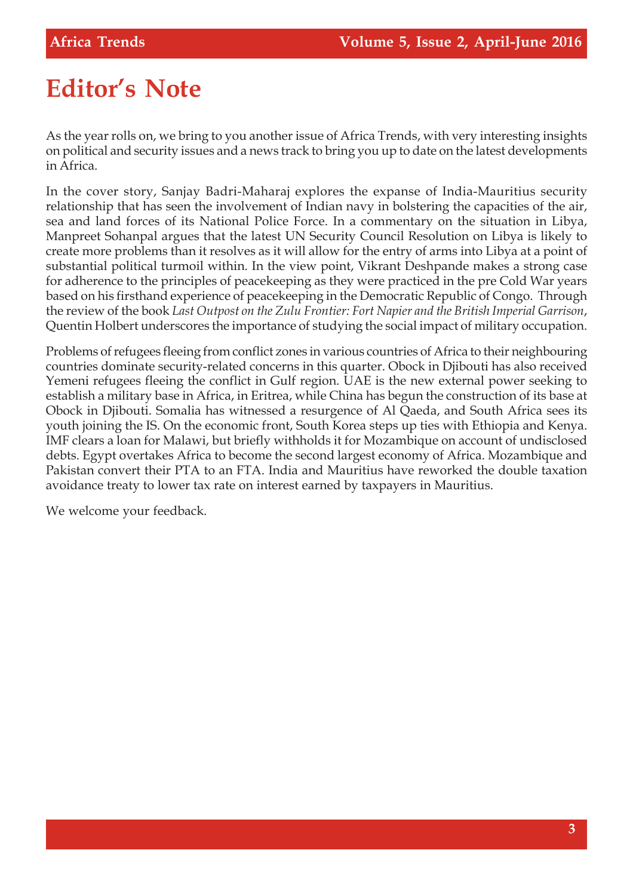# Editor's Note

As the year rolls on, we bring to you another issue of Africa Trends, with very interesting insights on political and security issues and a news track to bring you up to date on the latest developments in Africa.

In the cover story, Sanjay Badri-Maharaj explores the expanse of India-Mauritius security relationship that has seen the involvement of Indian navy in bolstering the capacities of the air, sea and land forces of its National Police Force. In a commentary on the situation in Libya, Manpreet Sohanpal argues that the latest UN Security Council Resolution on Libya is likely to create more problems than it resolves as it will allow for the entry of arms into Libya at a point of substantial political turmoil within. In the view point, Vikrant Deshpande makes a strong case for adherence to the principles of peacekeeping as they were practiced in the pre Cold War years based on his firsthand experience of peacekeeping in the Democratic Republic of Congo. Through the review of the book *Last Outpost on the Zulu Frontier: Fort Napier and the British Imperial Garrison*, Quentin Holbert underscores the importance of studying the social impact of military occupation.

Problems of refugees fleeing from conflict zones in various countries of Africa to their neighbouring countries dominate security-related concerns in this quarter. Obock in Djibouti has also received Yemeni refugees fleeing the conflict in Gulf region. UAE is the new external power seeking to establish a military base in Africa, in Eritrea, while China has begun the construction of its base at Obock in Djibouti. Somalia has witnessed a resurgence of Al Qaeda, and South Africa sees its youth joining the IS. On the economic front, South Korea steps up ties with Ethiopia and Kenya. IMF clears a loan for Malawi, but briefly withholds it for Mozambique on account of undisclosed debts. Egypt overtakes Africa to become the second largest economy of Africa. Mozambique and Pakistan convert their PTA to an FTA. India and Mauritius have reworked the double taxation avoidance treaty to lower tax rate on interest earned by taxpayers in Mauritius.

We welcome your feedback.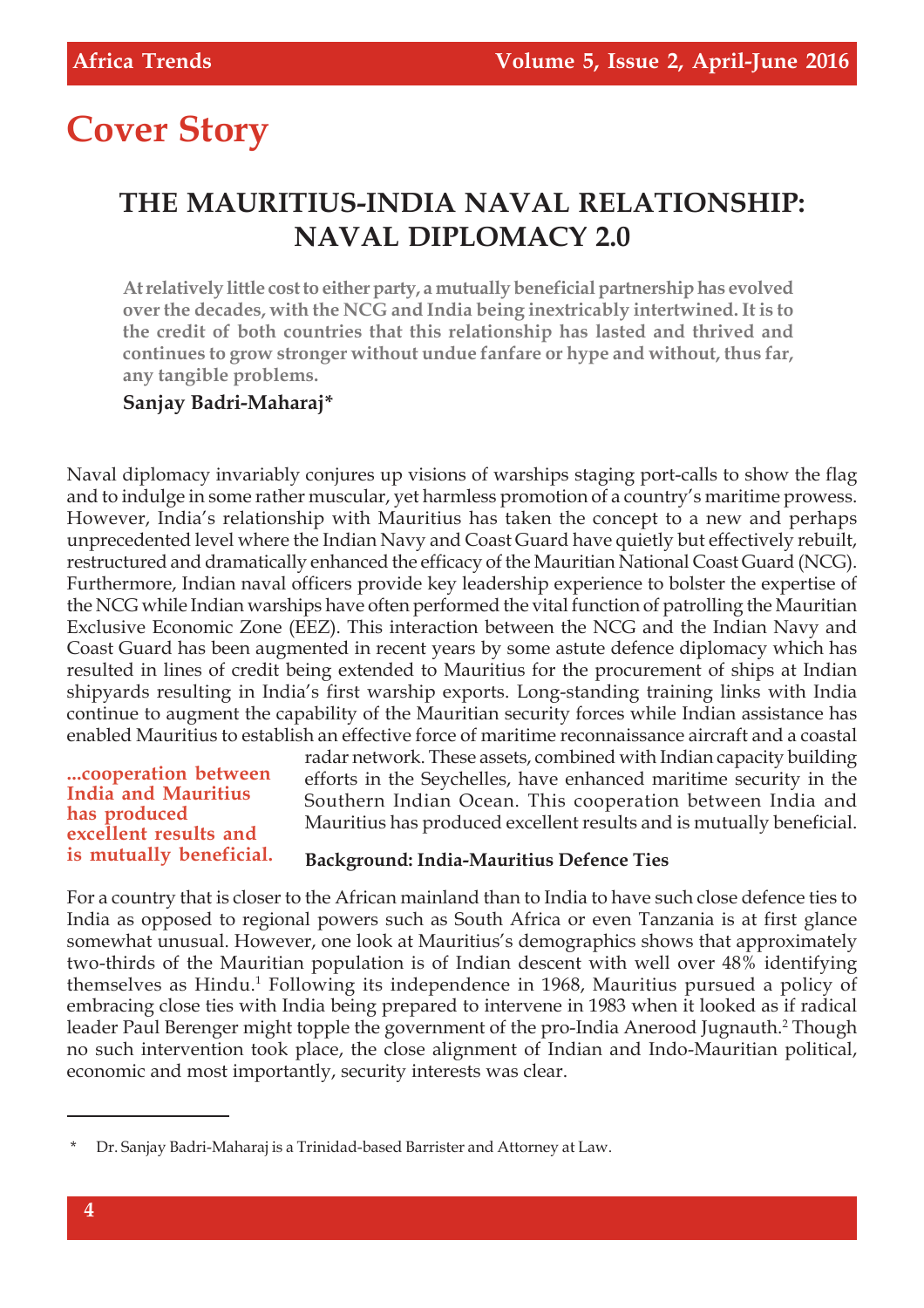# Cover Story

## THE MAURITIUS-INDIA NAVAL RELATIONSHIP: NAVAL DIPLOMACY 2.0

**At relatively little cost to either party, a mutually beneficial partnership has evolved over the decades, with the NCG and India being inextricably intertwined. It is to the credit of both countries that this relationship has lasted and thrived and continues to grow stronger without undue fanfare or hype and without, thus far, any tangible problems.**

**Sanjay Badri-Maharaj***

Naval diplomacy invariably conjures up visions of warships staging port-calls to show the flag and to indulge in some rather muscular, yet harmless promotion of a country's maritime prowess. However, India's relationship with Mauritius has taken the concept to a new and perhaps unprecedented level where the Indian Navy and Coast Guard have quietly but effectively rebuilt, restructured and dramatically enhanced the efficacy of the Mauritian National Coast Guard (NCG). Furthermore, Indian naval officers provide key leadership experience to bolster the expertise of the NCG while Indian warships have often performed the vital function of patrolling the Mauritian Exclusive Economic Zone (EEZ). This interaction between the NCG and the Indian Navy and Coast Guard has been augmented in recent years by some astute defence diplomacy which has resulted in lines of credit being extended to Mauritius for the procurement of ships at Indian shipyards resulting in India's first warship exports. Long-standing training links with India continue to augment the capability of the Mauritian security forces while Indian assistance has enabled Mauritius to establish an effective force of maritime reconnaissance aircraft and a coastal radar network. These assets, combined with Indian capacity building efforts in the Seychelles, have enhanced maritime security in the Southern Indian Ocean. This cooperation between India and Mauritius has produced excellent results and is mutually beneficial.

**...cooperation between India and Mauritius has produced excellent results and is mutually beneficial.**

### Background: India-Mauritius Defence Ties

For a country that is closer to the African mainland than to India to have such close defence ties to India as opposed to regional powers such as South Africa or even Tanzania is at first glance somewhat unusual. However, one look at Mauritius's demographics shows that approximately two-thirds of the Mauritian population is of Indian descent with well over 48% identifying themselves as Hindu.[1] Following its independence in 1968, Mauritius pursued a policy of embracing close ties with India being prepared to intervene in 1983 when it looked as if radical leader Paul Berenger might topple the government of the pro-India Anerood Jugnauth.[2] Though no such intervention took place, the close alignment of Indian and Indo-Mauritian political, economic and most importantly, security interests was clear.

---

* Dr. Sanjay Badri-Maharaj is a Trinidad-based Barrister and Attorney at Law.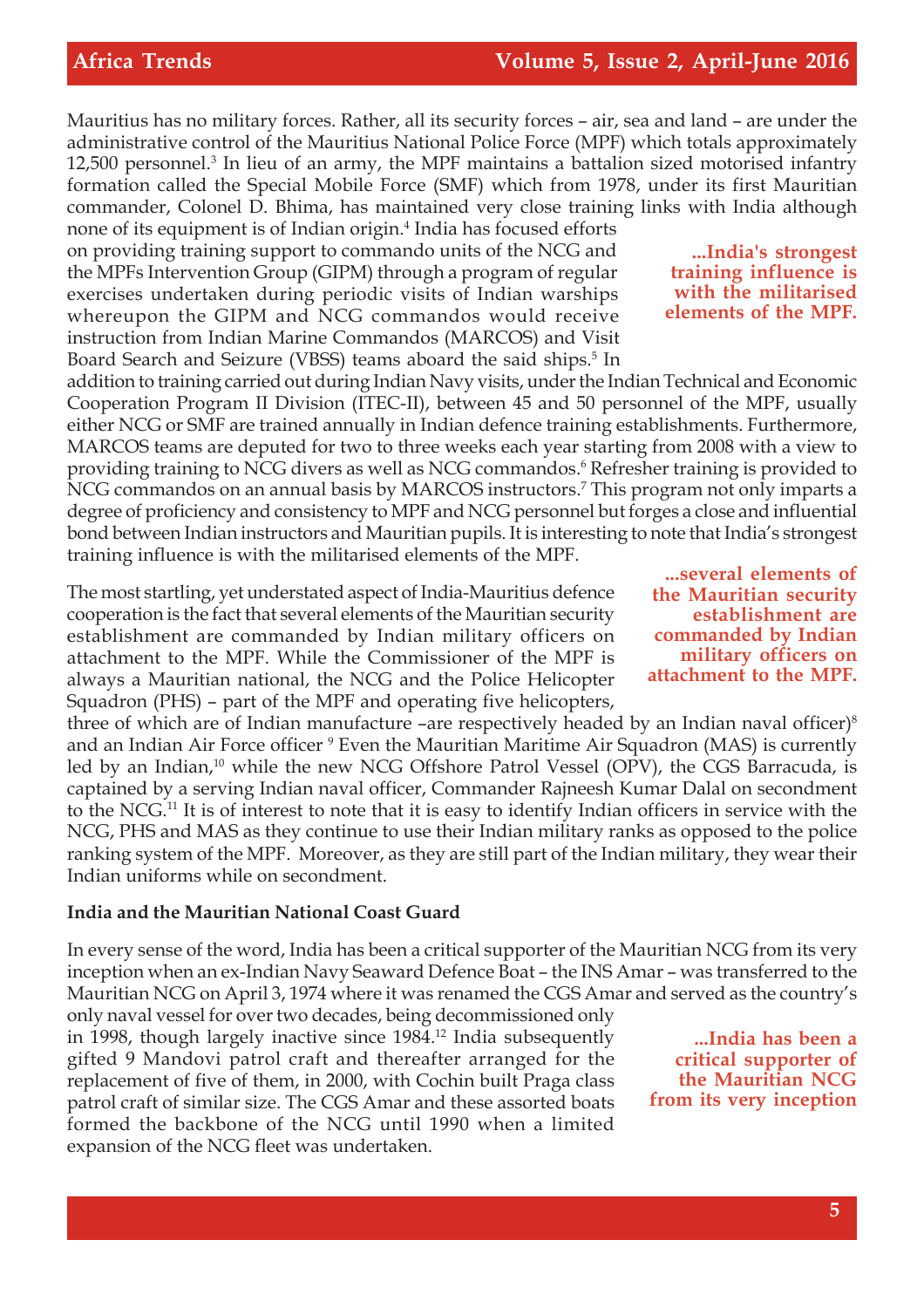Mauritius has no military forces. Rather, all its security forces – air, sea and land – are under the administrative control of the Mauritius National Police Force (MPF) which totals approximately 12,500 personnel.[3] In lieu of an army, the MPF maintains a battalion sized motorised infantry formation called the Special Mobile Force (SMF) which from 1978, under its first Mauritian commander, Colonel D. Bhima, has maintained very close training links with India although none of its equipment is of Indian origin.[4] India has focused efforts on providing training support to commando units of the NCG and the MPFs Intervention Group (GIPM) through a program of regular exercises undertaken during periodic visits of Indian warships whereupon the GIPM and NCG commandos would receive instruction from Indian Marine Commandos (MARCOS) and Visit Board Search and Seizure (VBSS) teams aboard the said ships.[5] In addition to training carried out during Indian Navy visits, under the Indian Technical and Economic Cooperation Program II Division (ITEC-II), between 45 and 50 personnel of the MPF, usually either NCG or SMF are trained annually in Indian defence training establishments. Furthermore, MARCOS teams are deputed for two to three weeks each year starting from 2008 with a view to providing training to NCG divers as well as NCG commandos.[6] Refresher training is provided to NCG commandos on an annual basis by MARCOS instructors.[7] This program not only imparts a degree of proficiency and consistency to MPF and NCG personnel but forges a close and influential bond between Indian instructors and Mauritian pupils. It is interesting to note that India's strongest training influence is with the militarised elements of the MPF.

> **...India's strongest training influence is with the militarised elements of the MPF.**

The most startling, yet understated aspect of India-Mauritius defence cooperation is the fact that several elements of the Mauritian security establishment are commanded by Indian military officers on attachment to the MPF. While the Commissioner of the MPF is always a Mauritian national, the NCG and the Police Helicopter Squadron (PHS) – part of the MPF and operating five helicopters, three of which are of Indian manufacture –are respectively headed by an Indian naval officer)[8] and an Indian Air Force officer [9] Even the Mauritian Maritime Air Squadron (MAS) is currently led by an Indian,[10] while the new NCG Offshore Patrol Vessel (OPV), the CGS Barracuda, is captained by a serving Indian naval officer, Commander Rajneesh Kumar Dalal on secondment to the NCG.[11] It is of interest to note that it is easy to identify Indian officers in service with the NCG, PHS and MAS as they continue to use their Indian military ranks as opposed to the police ranking system of the MPF. Moreover, as they are still part of the Indian military, they wear their Indian uniforms while on secondment.

> **...several elements of the Mauritian security establishment are commanded by Indian military officers on attachment to the MPF.**

### India and the Mauritian National Coast Guard

In every sense of the word, India has been a critical supporter of the Mauritian NCG from its very inception when an ex-Indian Navy Seaward Defence Boat – the INS Amar – was transferred to the Mauritian NCG on April 3, 1974 where it was renamed the CGS Amar and served as the country's only naval vessel for over two decades, being decommissioned only in 1998, though largely inactive since 1984.[12] India subsequently gifted 9 Mandovi patrol craft and thereafter arranged for the replacement of five of them, in 2000, with Cochin built Praga class patrol craft of similar size. The CGS Amar and these assorted boats formed the backbone of the NCG until 1990 when a limited expansion of the NCG fleet was undertaken.

> **...India has been a critical supporter of the Mauritian NCG from its very inception**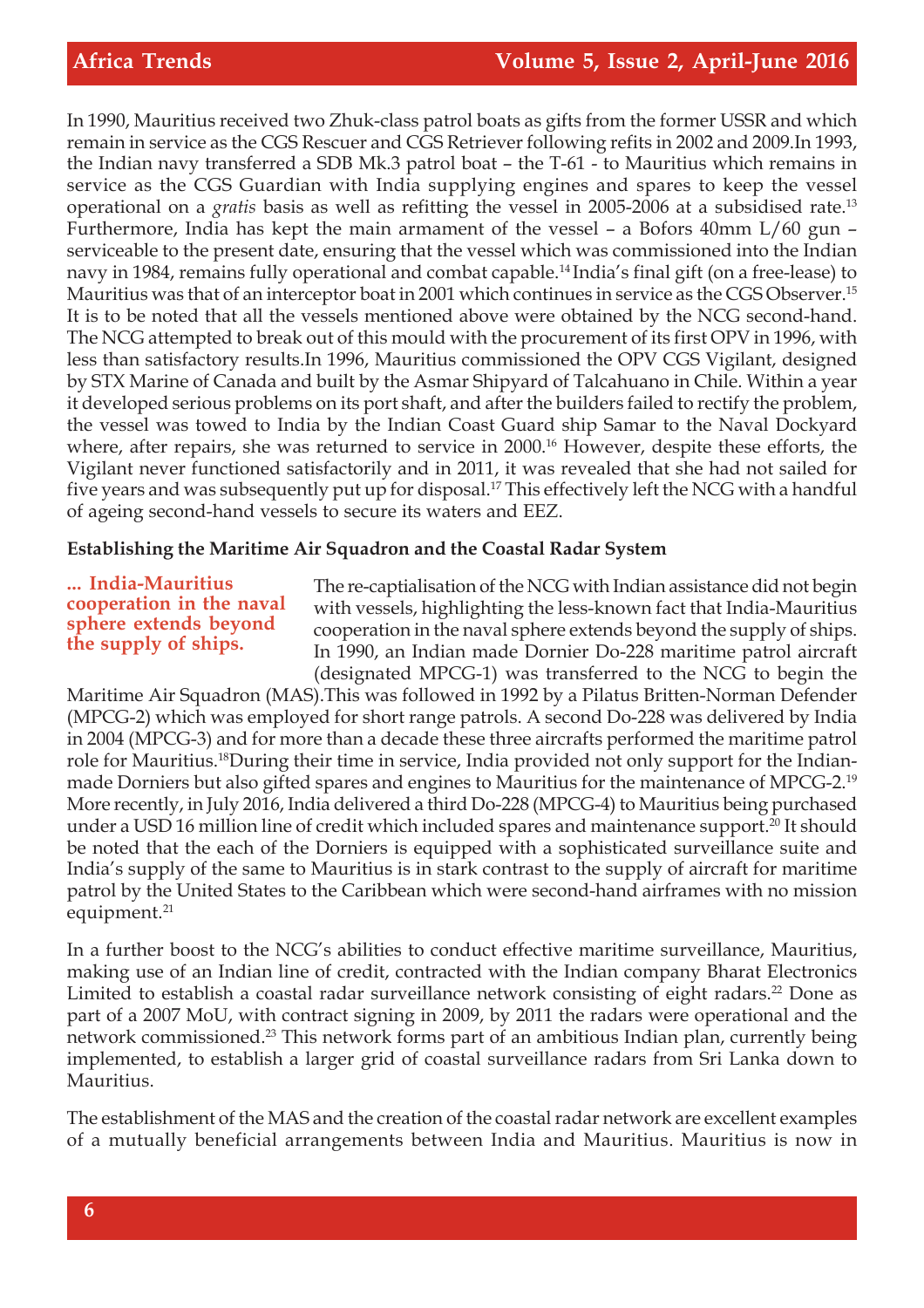In 1990, Mauritius received two Zhuk-class patrol boats as gifts from the former USSR and which remain in service as the CGS Rescuer and CGS Retriever following refits in 2002 and 2009.In 1993, the Indian navy transferred a SDB Mk.3 patrol boat – the T-61 - to Mauritius which remains in service as the CGS Guardian with India supplying engines and spares to keep the vessel operational on a *gratis* basis as well as refitting the vessel in 2005-2006 at a subsidised rate.[13] Furthermore, India has kept the main armament of the vessel – a Bofors 40mm L/60 gun – serviceable to the present date, ensuring that the vessel which was commissioned into the Indian navy in 1984, remains fully operational and combat capable.[14] India's final gift (on a free-lease) to Mauritius was that of an interceptor boat in 2001 which continues in service as the CGS Observer.[15] It is to be noted that all the vessels mentioned above were obtained by the NCG second-hand. The NCG attempted to break out of this mould with the procurement of its first OPV in 1996, with less than satisfactory results.In 1996, Mauritius commissioned the OPV CGS Vigilant, designed by STX Marine of Canada and built by the Asmar Shipyard of Talcahuano in Chile. Within a year it developed serious problems on its port shaft, and after the builders failed to rectify the problem, the vessel was towed to India by the Indian Coast Guard ship Samar to the Naval Dockyard where, after repairs, she was returned to service in 2000.[16] However, despite these efforts, the Vigilant never functioned satisfactorily and in 2011, it was revealed that she had not sailed for five years and was subsequently put up for disposal.[17] This effectively left the NCG with a handful of ageing second-hand vessels to secure its waters and EEZ.

**Establishing the Maritime Air Squadron and the Coastal Radar System**

**... India-Mauritius cooperation in the naval sphere extends beyond the supply of ships.**

The re-captialisation of the NCG with Indian assistance did not begin with vessels, highlighting the less-known fact that India-Mauritius cooperation in the naval sphere extends beyond the supply of ships. In 1990, an Indian made Dornier Do-228 maritime patrol aircraft (designated MPCG-1) was transferred to the NCG to begin the Maritime Air Squadron (MAS).This was followed in 1992 by a Pilatus Britten-Norman Defender (MPCG-2) which was employed for short range patrols. A second Do-228 was delivered by India in 2004 (MPCG-3) and for more than a decade these three aircrafts performed the maritime patrol role for Mauritius.[18]During their time in service, India provided not only support for the Indian-made Dorniers but also gifted spares and engines to Mauritius for the maintenance of MPCG-2.[19] More recently, in July 2016, India delivered a third Do-228 (MPCG-4) to Mauritius being purchased under a USD 16 million line of credit which included spares and maintenance support.[20] It should be noted that the each of the Dorniers is equipped with a sophisticated surveillance suite and India's supply of the same to Mauritius is in stark contrast to the supply of aircraft for maritime patrol by the United States to the Caribbean which were second-hand airframes with no mission equipment.[21]

In a further boost to the NCG's abilities to conduct effective maritime surveillance, Mauritius, making use of an Indian line of credit, contracted with the Indian company Bharat Electronics Limited to establish a coastal radar surveillance network consisting of eight radars.[22] Done as part of a 2007 MoU, with contract signing in 2009, by 2011 the radars were operational and the network commissioned.[23] This network forms part of an ambitious Indian plan, currently being implemented, to establish a larger grid of coastal surveillance radars from Sri Lanka down to Mauritius.

The establishment of the MAS and the creation of the coastal radar network are excellent examples of a mutually beneficial arrangements between India and Mauritius. Mauritius is now in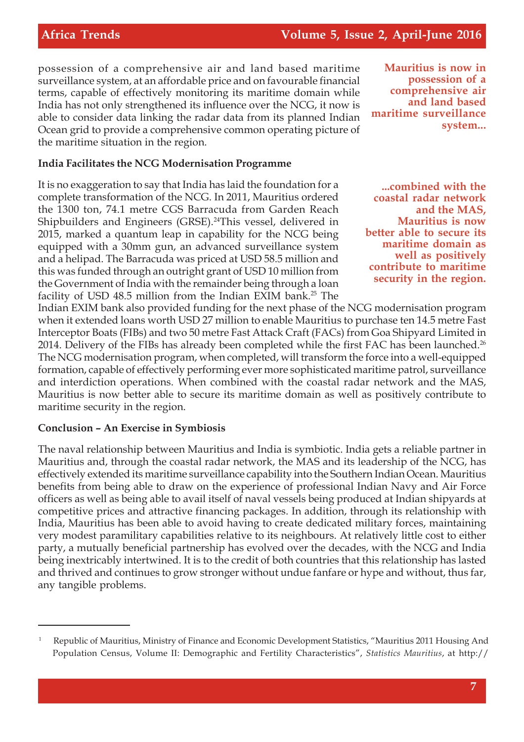possession of a comprehensive air and land based maritime surveillance system, at an affordable price and on favourable financial terms, capable of effectively monitoring its maritime domain while India has not only strengthened its influence over the NCG, it now is able to consider data linking the radar data from its planned Indian Ocean grid to provide a comprehensive common operating picture of the maritime situation in the region.

**Mauritius is now in possession of a comprehensive air and land based maritime surveillance system...**

### India Facilitates the NCG Modernisation Programme

It is no exaggeration to say that India has laid the foundation for a complete transformation of the NCG. In 2011, Mauritius ordered the 1300 ton, 74.1 metre CGS Barracuda from Garden Reach Shipbuilders and Engineers (GRSE).[24]This vessel, delivered in 2015, marked a quantum leap in capability for the NCG being equipped with a 30mm gun, an advanced surveillance system and a helipad. The Barracuda was priced at USD 58.5 million and this was funded through an outright grant of USD 10 million from the Government of India with the remainder being through a loan facility of USD 48.5 million from the Indian EXIM bank.[25] The Indian EXIM bank also provided funding for the next phase of the NCG modernisation program when it extended loans worth USD 27 million to enable Mauritius to purchase ten 14.5 metre Fast Interceptor Boats (FIBs) and two 50 metre Fast Attack Craft (FACs) from Goa Shipyard Limited in 2014. Delivery of the FIBs has already been completed while the first FAC has been launched.[26] The NCG modernisation program, when completed, will transform the force into a well-equipped formation, capable of effectively performing ever more sophisticated maritime patrol, surveillance and interdiction operations. When combined with the coastal radar network and the MAS, Mauritius is now better able to secure its maritime domain as well as positively contribute to maritime security in the region.

**...combined with the coastal radar network and the MAS, Mauritius is now better able to secure its maritime domain as well as positively contribute to maritime security in the region.**

### Conclusion – An Exercise in Symbiosis

The naval relationship between Mauritius and India is symbiotic. India gets a reliable partner in Mauritius and, through the coastal radar network, the MAS and its leadership of the NCG, has effectively extended its maritime surveillance capability into the Southern Indian Ocean. Mauritius benefits from being able to draw on the experience of professional Indian Navy and Air Force officers as well as being able to avail itself of naval vessels being produced at Indian shipyards at competitive prices and attractive financing packages. In addition, through its relationship with India, Mauritius has been able to avoid having to create dedicated military forces, maintaining very modest paramilitary capabilities relative to its neighbours. At relatively little cost to either party, a mutually beneficial partnership has evolved over the decades, with the NCG and India being inextricably intertwined. It is to the credit of both countries that this relationship has lasted and thrived and continues to grow stronger without undue fanfare or hype and without, thus far, any tangible problems.

---

[1] Republic of Mauritius, Ministry of Finance and Economic Development Statistics, "Mauritius 2011 Housing And Population Census, Volume II: Demographic and Fertility Characteristics", *Statistics Mauritius*, at http://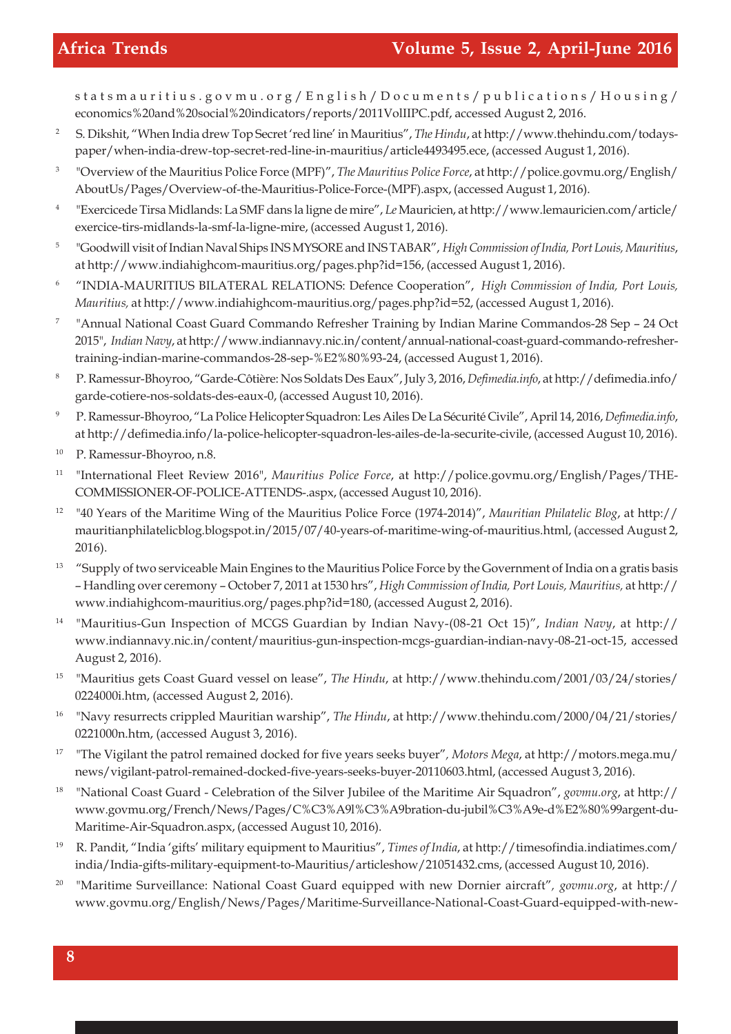statsmauritius.govmu.org/English/Documents/publications/Housing/economics%20and%20social%20indicators/reports/2011VolIIPC.pdf, accessed August 2, 2016.

2. S. Dikshit, "When India drew Top Secret 'red line' in Mauritius", *The Hindu*, at http://www.thehindu.com/todays-paper/when-india-drew-top-secret-red-line-in-mauritius/article4493495.ece, (accessed August 1, 2016).

3. "Overview of the Mauritius Police Force (MPF)", *The Mauritius Police Force*, at http://police.govmu.org/English/AboutUs/Pages/Overview-of-the-Mauritius-Police-Force-(MPF).aspx, (accessed August 1, 2016).

4. "Exercicede Tirsa Midlands: La SMF dans la ligne de mire", *Le* Mauricien, at http://www.lemauricien.com/article/exercice-tirs-midlands-la-smf-la-ligne-mire, (accessed August 1, 2016).

5. "Goodwill visit of Indian Naval Ships INS MYSORE and INS TABAR", *High Commission of India, Port Louis, Mauritius*, at http://www.indiahighcom-mauritius.org/pages.php?id=156, (accessed August 1, 2016).

6. "INDIA-MAURITIUS BILATERAL RELATIONS: Defence Cooperation", *High Commission of India, Port Louis, Mauritius,* at http://www.indiahighcom-mauritius.org/pages.php?id=52, (accessed August 1, 2016).

7. "Annual National Coast Guard Commando Refresher Training by Indian Marine Commandos-28 Sep – 24 Oct 2015", *Indian Navy*, at http://www.indiannavy.nic.in/content/annual-national-coast-guard-commando-refresher-training-indian-marine-commandos-28-sep-%E2%80%93-24, (accessed August 1, 2016).

8. P. Ramessur-Bhoyroo, "Garde-Côtière: Nos Soldats Des Eaux", July 3, 2016, *Defimedia.info*, at http://defimedia.info/garde-cotiere-nos-soldats-des-eaux-0, (accessed August 10, 2016).

9. P. Ramessur-Bhoyroo, "La Police Helicopter Squadron: Les Ailes De La Sécurité Civile", April 14, 2016, *Defimedia.info*, at http://defimedia.info/la-police-helicopter-squadron-les-ailes-de-la-securite-civile, (accessed August 10, 2016).

10. P. Ramessur-Bhoyroo, n.8.

11. "International Fleet Review 2016", *Mauritius Police Force*, at http://police.govmu.org/English/Pages/THE-COMMISSIONER-OF-POLICE-ATTENDS-.aspx, (accessed August 10, 2016).

12. "40 Years of the Maritime Wing of the Mauritius Police Force (1974-2014)", *Mauritian Philatelic Blog*, at http://mauritianphilatelicblog.blogspot.in/2015/07/40-years-of-maritime-wing-of-mauritius.html, (accessed August 2, 2016).

13. "Supply of two serviceable Main Engines to the Mauritius Police Force by the Government of India on a gratis basis – Handling over ceremony – October 7, 2011 at 1530 hrs", *High Commission of India, Port Louis, Mauritius,* at http://www.indiahighcom-mauritius.org/pages.php?id=180, (accessed August 2, 2016).

14. "Mauritius-Gun Inspection of MCGS Guardian by Indian Navy-(08-21 Oct 15)", *Indian Navy*, at http://www.indiannavy.nic.in/content/mauritius-gun-inspection-mcgs-guardian-indian-navy-08-21-oct-15, accessed August 2, 2016).

15. "Mauritius gets Coast Guard vessel on lease", *The Hindu*, at http://www.thehindu.com/2001/03/24/stories/0224000i.htm, (accessed August 2, 2016).

16. "Navy resurrects crippled Mauritian warship", *The Hindu*, at http://www.thehindu.com/2000/04/21/stories/0221000n.htm, (accessed August 3, 2016).

17. "The Vigilant the patrol remained docked for five years seeks buyer", *Motors Mega*, at http://motors.mega.mu/news/vigilant-patrol-remained-docked-five-years-seeks-buyer-20110603.html, (accessed August 3, 2016).

18. "National Coast Guard - Celebration of the Silver Jubilee of the Maritime Air Squadron", *govmu.org*, at http://www.govmu.org/French/News/Pages/C%C3%A9l%C3%A9bration-du-jubil%C3%A9e-d%E2%80%99argent-du-Maritime-Air-Squadron.aspx, (accessed August 10, 2016).

19. R. Pandit, "India 'gifts' military equipment to Mauritius", *Times of India*, at http://timesofindia.indiatimes.com/india/India-gifts-military-equipment-to-Mauritius/articleshow/21051432.cms, (accessed August 10, 2016).

20. "Maritime Surveillance: National Coast Guard equipped with new Dornier aircraft", *govmu.org*, at http://www.govmu.org/English/News/Pages/Maritime-Surveillance-National-Coast-Guard-equipped-with-new-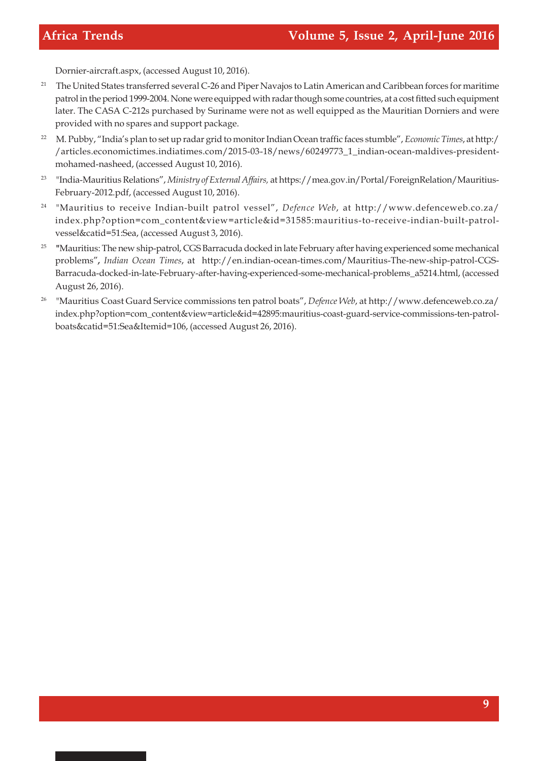Dornier-aircraft.aspx, (accessed August 10, 2016).

[21] The United States transferred several C-26 and Piper Navajos to Latin American and Caribbean forces for maritime patrol in the period 1999-2004. None were equipped with radar though some countries, at a cost fitted such equipment later. The CASA C-212s purchased by Suriname were not as well equipped as the Mauritian Dorniers and were provided with no spares and support package.

[22] M. Pubby, "India's plan to set up radar grid to monitor Indian Ocean traffic faces stumble", *Economic Times*, at http://articles.economictimes.indiatimes.com/2015-03-18/news/60249773_1_indian-ocean-maldives-president-mohamed-nasheed, (accessed August 10, 2016).

[23] "India-Mauritius Relations", *Ministry of External Affairs,* at https://mea.gov.in/Portal/ForeignRelation/Mauritius-February-2012.pdf, (accessed August 10, 2016).

[24] "Mauritius to receive Indian-built patrol vessel", *Defence Web*, at http://www.defenceweb.co.za/index.php?option=com_content&view=article&id=31585:mauritius-to-receive-indian-built-patrol-vessel&catid=51:Sea, (accessed August 3, 2016).

[25] "Mauritius: The new ship-patrol, CGS Barracuda docked in late February after having experienced some mechanical problems", *Indian Ocean Times*, at http://en.indian-ocean-times.com/Mauritius-The-new-ship-patrol-CGS-Barracuda-docked-in-late-February-after-having-experienced-some-mechanical-problems_a5214.html, (accessed August 26, 2016).

[26] "Mauritius Coast Guard Service commissions ten patrol boats", *Defence Web*, at http://www.defenceweb.co.za/index.php?option=com_content&view=article&id=42895:mauritius-coast-guard-service-commissions-ten-patrol-boats&catid=51:Sea&Itemid=106, (accessed August 26, 2016).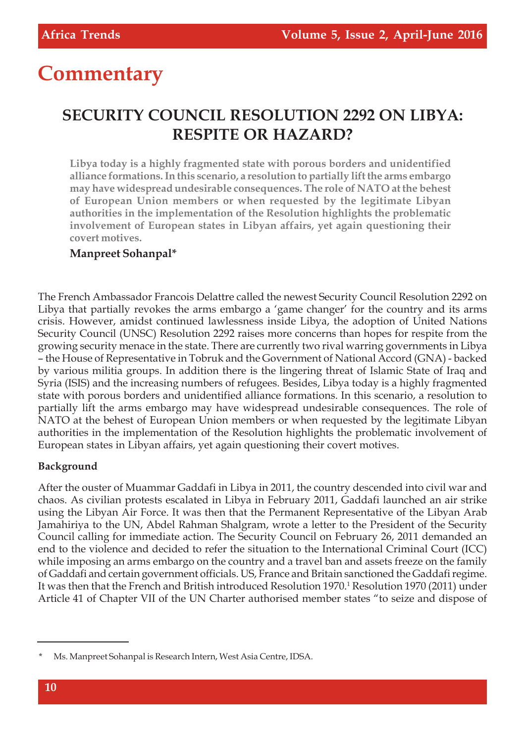# Commentary

## SECURITY COUNCIL RESOLUTION 2292 ON LIBYA: RESPITE OR HAZARD?

**Libya today is a highly fragmented state with porous borders and unidentified alliance formations. In this scenario, a resolution to partially lift the arms embargo may have widespread undesirable consequences. The role of NATO at the behest of European Union members or when requested by the legitimate Libyan authorities in the implementation of the Resolution highlights the problematic involvement of European states in Libyan affairs, yet again questioning their covert motives.**

**Manpreet Sohanpal***

The French Ambassador Francois Delattre called the newest Security Council Resolution 2292 on Libya that partially revokes the arms embargo a 'game changer' for the country and its arms crisis. However, amidst continued lawlessness inside Libya, the adoption of United Nations Security Council (UNSC) Resolution 2292 raises more concerns than hopes for respite from the growing security menace in the state. There are currently two rival warring governments in Libya – the House of Representative in Tobruk and the Government of National Accord (GNA) - backed by various militia groups. In addition there is the lingering threat of Islamic State of Iraq and Syria (ISIS) and the increasing numbers of refugees. Besides, Libya today is a highly fragmented state with porous borders and unidentified alliance formations. In this scenario, a resolution to partially lift the arms embargo may have widespread undesirable consequences. The role of NATO at the behest of European Union members or when requested by the legitimate Libyan authorities in the implementation of the Resolution highlights the problematic involvement of European states in Libyan affairs, yet again questioning their covert motives.

### Background

After the ouster of Muammar Gaddafi in Libya in 2011, the country descended into civil war and chaos. As civilian protests escalated in Libya in February 2011, Gaddafi launched an air strike using the Libyan Air Force. It was then that the Permanent Representative of the Libyan Arab Jamahiriya to the UN, Abdel Rahman Shalgram, wrote a letter to the President of the Security Council calling for immediate action. The Security Council on February 26, 2011 demanded an end to the violence and decided to refer the situation to the International Criminal Court (ICC) while imposing an arms embargo on the country and a travel ban and assets freeze on the family of Gaddafi and certain government officials. US, France and Britain sanctioned the Gaddafi regime. It was then that the French and British introduced Resolution 1970.[1] Resolution 1970 (2011) under Article 41 of Chapter VII of the UN Charter authorised member states "to seize and dispose of

---

* Ms. Manpreet Sohanpal is Research Intern, West Asia Centre, IDSA.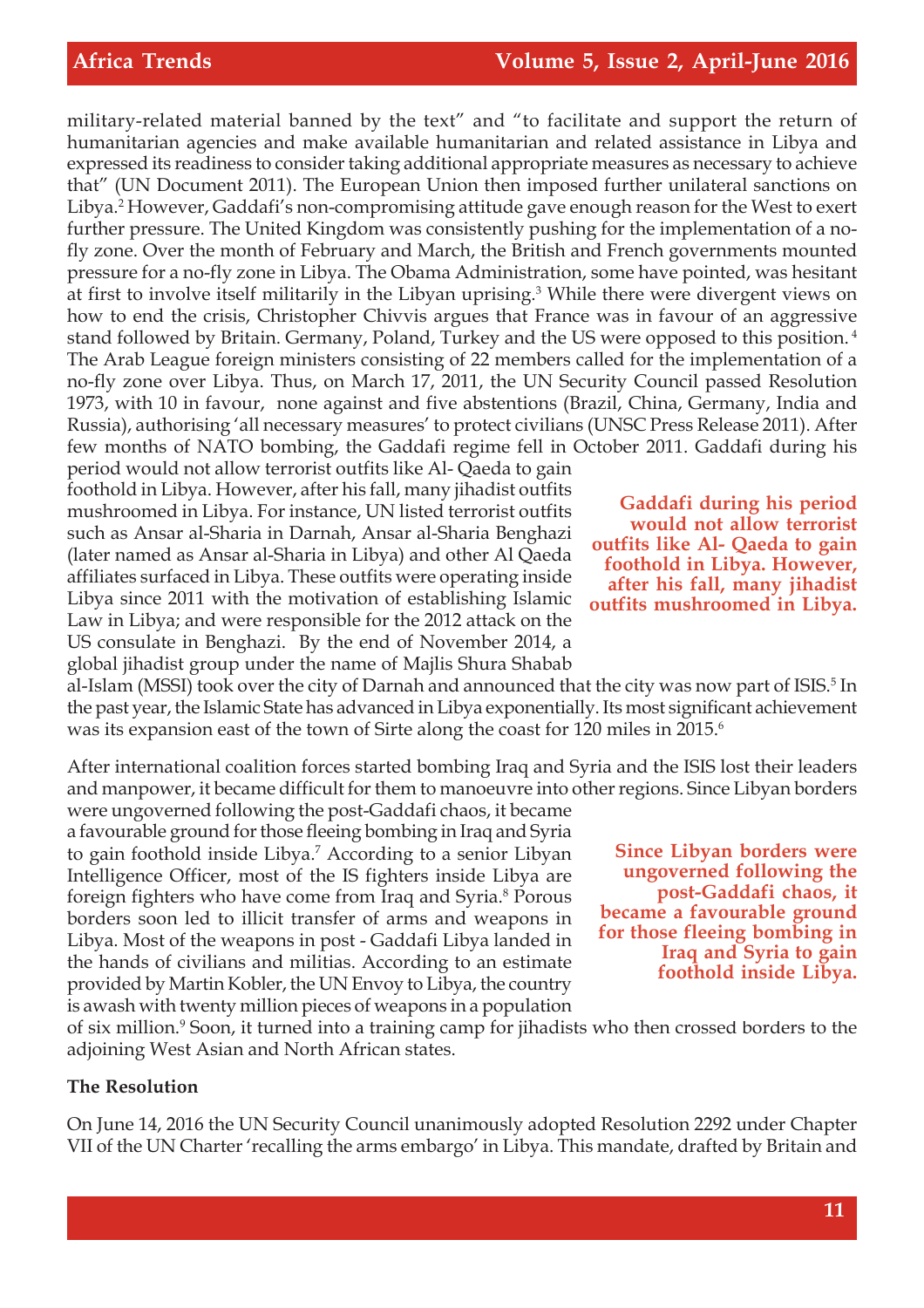military-related material banned by the text" and "to facilitate and support the return of humanitarian agencies and make available humanitarian and related assistance in Libya and expressed its readiness to consider taking additional appropriate measures as necessary to achieve that" (UN Document 2011). The European Union then imposed further unilateral sanctions on Libya.[2] However, Gaddafi's non-compromising attitude gave enough reason for the West to exert further pressure. The United Kingdom was consistently pushing for the implementation of a no-fly zone. Over the month of February and March, the British and French governments mounted pressure for a no-fly zone in Libya. The Obama Administration, some have pointed, was hesitant at first to involve itself militarily in the Libyan uprising.[3] While there were divergent views on how to end the crisis, Christopher Chivvis argues that France was in favour of an aggressive stand followed by Britain. Germany, Poland, Turkey and the US were opposed to this position.[4] The Arab League foreign ministers consisting of 22 members called for the implementation of a no-fly zone over Libya. Thus, on March 17, 2011, the UN Security Council passed Resolution 1973, with 10 in favour, none against and five abstentions (Brazil, China, Germany, India and Russia), authorising 'all necessary measures' to protect civilians (UNSC Press Release 2011). After few months of NATO bombing, the Gaddafi regime fell in October 2011. Gaddafi during his period would not allow terrorist outfits like Al- Qaeda to gain foothold in Libya. However, after his fall, many jihadist outfits mushroomed in Libya. For instance, UN listed terrorist outfits such as Ansar al-Sharia in Darnah, Ansar al-Sharia Benghazi (later named as Ansar al-Sharia in Libya) and other Al Qaeda affiliates surfaced in Libya. These outfits were operating inside Libya since 2011 with the motivation of establishing Islamic Law in Libya; and were responsible for the 2012 attack on the US consulate in Benghazi. By the end of November 2014, a global jihadist group under the name of Majlis Shura Shabab al-Islam (MSSI) took over the city of Darnah and announced that the city was now part of ISIS.[5] In the past year, the Islamic State has advanced in Libya exponentially. Its most significant achievement was its expansion east of the town of Sirte along the coast for 120 miles in 2015.[6]

> **Gaddafi during his period would not allow terrorist outfits like Al- Qaeda to gain foothold in Libya. However, after his fall, many jihadist outfits mushroomed in Libya.**

After international coalition forces started bombing Iraq and Syria and the ISIS lost their leaders and manpower, it became difficult for them to manoeuvre into other regions. Since Libyan borders were ungoverned following the post-Gaddafi chaos, it became a favourable ground for those fleeing bombing in Iraq and Syria to gain foothold inside Libya.[7] According to a senior Libyan Intelligence Officer, most of the IS fighters inside Libya are foreign fighters who have come from Iraq and Syria.[8] Porous borders soon led to illicit transfer of arms and weapons in Libya. Most of the weapons in post - Gaddafi Libya landed in the hands of civilians and militias. According to an estimate provided by Martin Kobler, the UN Envoy to Libya, the country is awash with twenty million pieces of weapons in a population of six million.[9] Soon, it turned into a training camp for jihadists who then crossed borders to the adjoining West Asian and North African states.

> **Since Libyan borders were ungoverned following the post-Gaddafi chaos, it became a favourable ground for those fleeing bombing in Iraq and Syria to gain foothold inside Libya.**

**The Resolution**

On June 14, 2016 the UN Security Council unanimously adopted Resolution 2292 under Chapter VII of the UN Charter 'recalling the arms embargo' in Libya. This mandate, drafted by Britain and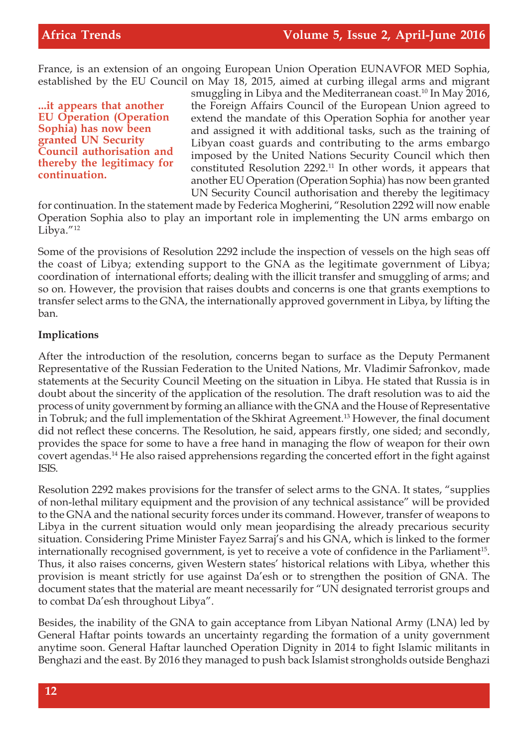France, is an extension of an ongoing European Union Operation EUNAVFOR MED Sophia, established by the EU Council on May 18, 2015, aimed at curbing illegal arms and migrant smuggling in Libya and the Mediterranean coast.[10] In May 2016, the Foreign Affairs Council of the European Union agreed to extend the mandate of this Operation Sophia for another year and assigned it with additional tasks, such as the training of Libyan coast guards and contributing to the arms embargo imposed by the United Nations Security Council which then constituted Resolution 2292.[11] In other words, it appears that another EU Operation (Operation Sophia) has now been granted UN Security Council authorisation and thereby the legitimacy for continuation. In the statement made by Federica Mogherini, "Resolution 2292 will now enable Operation Sophia also to play an important role in implementing the UN arms embargo on Libya."[12]

**...it appears that another EU Operation (Operation Sophia) has now been granted UN Security Council authorisation and thereby the legitimacy for continuation.**

Some of the provisions of Resolution 2292 include the inspection of vessels on the high seas off the coast of Libya; extending support to the GNA as the legitimate government of Libya; coordination of international efforts; dealing with the illicit transfer and smuggling of arms; and so on. However, the provision that raises doubts and concerns is one that grants exemptions to transfer select arms to the GNA, the internationally approved government in Libya, by lifting the ban.

**Implications**

After the introduction of the resolution, concerns began to surface as the Deputy Permanent Representative of the Russian Federation to the United Nations, Mr. Vladimir Safronkov, made statements at the Security Council Meeting on the situation in Libya. He stated that Russia is in doubt about the sincerity of the application of the resolution. The draft resolution was to aid the process of unity government by forming an alliance with the GNA and the House of Representative in Tobruk; and the full implementation of the Skhirat Agreement.[13] However, the final document did not reflect these concerns. The Resolution, he said, appears firstly, one sided; and secondly, provides the space for some to have a free hand in managing the flow of weapon for their own covert agendas.[14] He also raised apprehensions regarding the concerted effort in the fight against ISIS.

Resolution 2292 makes provisions for the transfer of select arms to the GNA. It states, "supplies of non-lethal military equipment and the provision of any technical assistance" will be provided to the GNA and the national security forces under its command. However, transfer of weapons to Libya in the current situation would only mean jeopardising the already precarious security situation. Considering Prime Minister Fayez Sarraj's and his GNA, which is linked to the former internationally recognised government, is yet to receive a vote of confidence in the Parliament[15]. Thus, it also raises concerns, given Western states' historical relations with Libya, whether this provision is meant strictly for use against Da'esh or to strengthen the position of GNA. The document states that the material are meant necessarily for "UN designated terrorist groups and to combat Da'esh throughout Libya".

Besides, the inability of the GNA to gain acceptance from Libyan National Army (LNA) led by General Haftar points towards an uncertainty regarding the formation of a unity government anytime soon. General Haftar launched Operation Dignity in 2014 to fight Islamic militants in Benghazi and the east. By 2016 they managed to push back Islamist strongholds outside Benghazi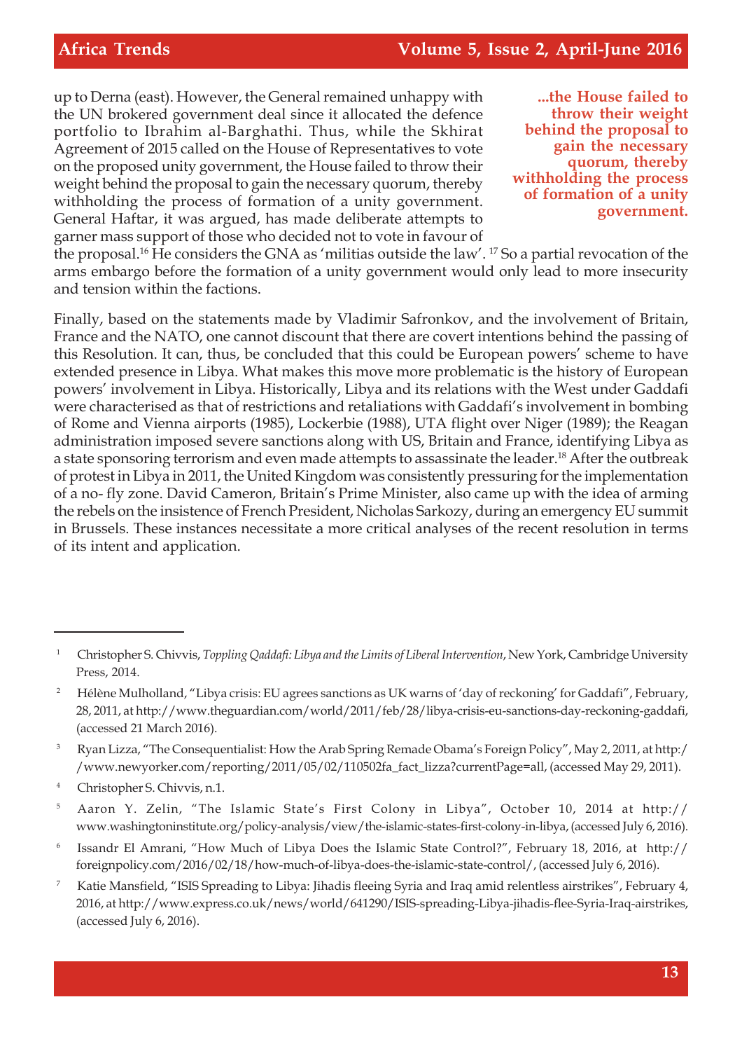up to Derna (east). However, the General remained unhappy with the UN brokered government deal since it allocated the defence portfolio to Ibrahim al-Barghathi. Thus, while the Skhirat Agreement of 2015 called on the House of Representatives to vote on the proposed unity government, the House failed to throw their weight behind the proposal to gain the necessary quorum, thereby withholding the process of formation of a unity government. General Haftar, it was argued, has made deliberate attempts to garner mass support of those who decided not to vote in favour of the proposal.[16] He considers the GNA as 'militias outside the law'. [17] So a partial revocation of the arms embargo before the formation of a unity government would only lead to more insecurity and tension within the factions.

**...the House failed to throw their weight behind the proposal to gain the necessary quorum, thereby withholding the process of formation of a unity government.**

Finally, based on the statements made by Vladimir Safronkov, and the involvement of Britain, France and the NATO, one cannot discount that there are covert intentions behind the passing of this Resolution. It can, thus, be concluded that this could be European powers' scheme to have extended presence in Libya. What makes this move more problematic is the history of European powers' involvement in Libya. Historically, Libya and its relations with the West under Gaddafi were characterised as that of restrictions and retaliations with Gaddafi's involvement in bombing of Rome and Vienna airports (1985), Lockerbie (1988), UTA flight over Niger (1989); the Reagan administration imposed severe sanctions along with US, Britain and France, identifying Libya as a state sponsoring terrorism and even made attempts to assassinate the leader.[18] After the outbreak of protest in Libya in 2011, the United Kingdom was consistently pressuring for the implementation of a no- fly zone. David Cameron, Britain's Prime Minister, also came up with the idea of arming the rebels on the insistence of French President, Nicholas Sarkozy, during an emergency EU summit in Brussels. These instances necessitate a more critical analyses of the recent resolution in terms of its intent and application.

---

1 Christopher S. Chivvis, *Toppling Qaddafi: Libya and the Limits of Liberal Intervention*, New York, Cambridge University Press, 2014.

2 Hélène Mulholland, "Libya crisis: EU agrees sanctions as UK warns of 'day of reckoning' for Gaddafi", February, 28, 2011, at http://www.theguardian.com/world/2011/feb/28/libya-crisis-eu-sanctions-day-reckoning-gaddafi, (accessed 21 March 2016).

3 Ryan Lizza, "The Consequentialist: How the Arab Spring Remade Obama's Foreign Policy", May 2, 2011, at http://www.newyorker.com/reporting/2011/05/02/110502fa_fact_lizza?currentPage=all, (accessed May 29, 2011).

4 Christopher S. Chivvis, n.1.

5 Aaron Y. Zelin, "The Islamic State's First Colony in Libya", October 10, 2014 at http://www.washingtoninstitute.org/policy-analysis/view/the-islamic-states-first-colony-in-libya, (accessed July 6, 2016).

6 Issandr El Amrani, "How Much of Libya Does the Islamic State Control?", February 18, 2016, at http://foreignpolicy.com/2016/02/18/how-much-of-libya-does-the-islamic-state-control/, (accessed July 6, 2016).

7 Katie Mansfield, "ISIS Spreading to Libya: Jihadis fleeing Syria and Iraq amid relentless airstrikes", February 4, 2016, at http://www.express.co.uk/news/world/641290/ISIS-spreading-Libya-jihadis-flee-Syria-Iraq-airstrikes, (accessed July 6, 2016).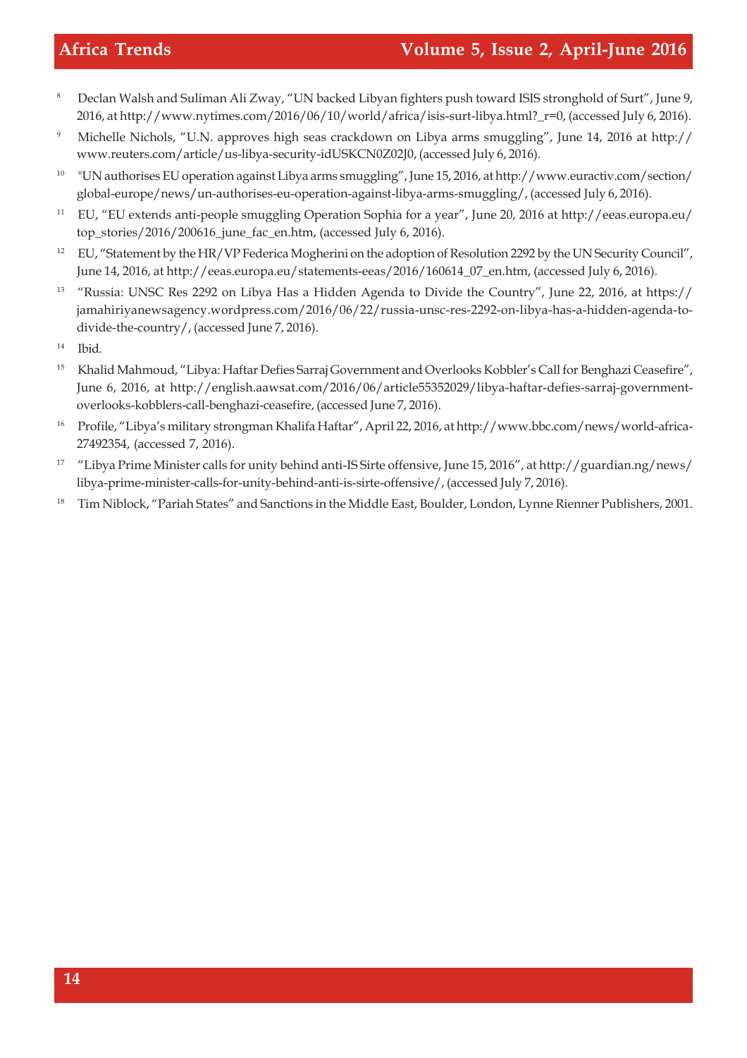8 Declan Walsh and Suliman Ali Zway, "UN backed Libyan fighters push toward ISIS stronghold of Surt", June 9, 2016, at http://www.nytimes.com/2016/06/10/world/africa/isis-surt-libya.html?_r=0, (accessed July 6, 2016).

9 Michelle Nichols, "U.N. approves high seas crackdown on Libya arms smuggling", June 14, 2016 at http://www.reuters.com/article/us-libya-security-idUSKCN0Z02J0, (accessed July 6, 2016).

10 "UN authorises EU operation against Libya arms smuggling", June 15, 2016, at http://www.euractiv.com/section/global-europe/news/un-authorises-eu-operation-against-libya-arms-smuggling/, (accessed July 6, 2016).

11 EU, "EU extends anti-people smuggling Operation Sophia for a year", June 20, 2016 at http://eeas.europa.eu/top_stories/2016/200616_june_fac_en.htm, (accessed July 6, 2016).

12 EU, "Statement by the HR/VP Federica Mogherini on the adoption of Resolution 2292 by the UN Security Council", June 14, 2016, at http://eeas.europa.eu/statements-eeas/2016/160614_07_en.htm, (accessed July 6, 2016).

13 "Russia: UNSC Res 2292 on Libya Has a Hidden Agenda to Divide the Country", June 22, 2016, at https://jamahiriyanewsagency.wordpress.com/2016/06/22/russia-unsc-res-2292-on-libya-has-a-hidden-agenda-to-divide-the-country/, (accessed June 7, 2016).

14 Ibid.

15 Khalid Mahmoud, "Libya: Haftar Defies Sarraj Government and Overlooks Kobbler's Call for Benghazi Ceasefire", June 6, 2016, at http://english.aawsat.com/2016/06/article55352029/libya-haftar-defies-sarraj-government-overlooks-kobblers-call-benghazi-ceasefire, (accessed June 7, 2016).

16 Profile, "Libya's military strongman Khalifa Haftar", April 22, 2016, at http://www.bbc.com/news/world-africa-27492354, (accessed 7, 2016).

17 "Libya Prime Minister calls for unity behind anti-IS Sirte offensive, June 15, 2016", at http://guardian.ng/news/libya-prime-minister-calls-for-unity-behind-anti-is-sirte-offensive/, (accessed July 7, 2016).

18 Tim Niblock, "Pariah States" and Sanctions in the Middle East, Boulder, London, Lynne Rienner Publishers, 2001.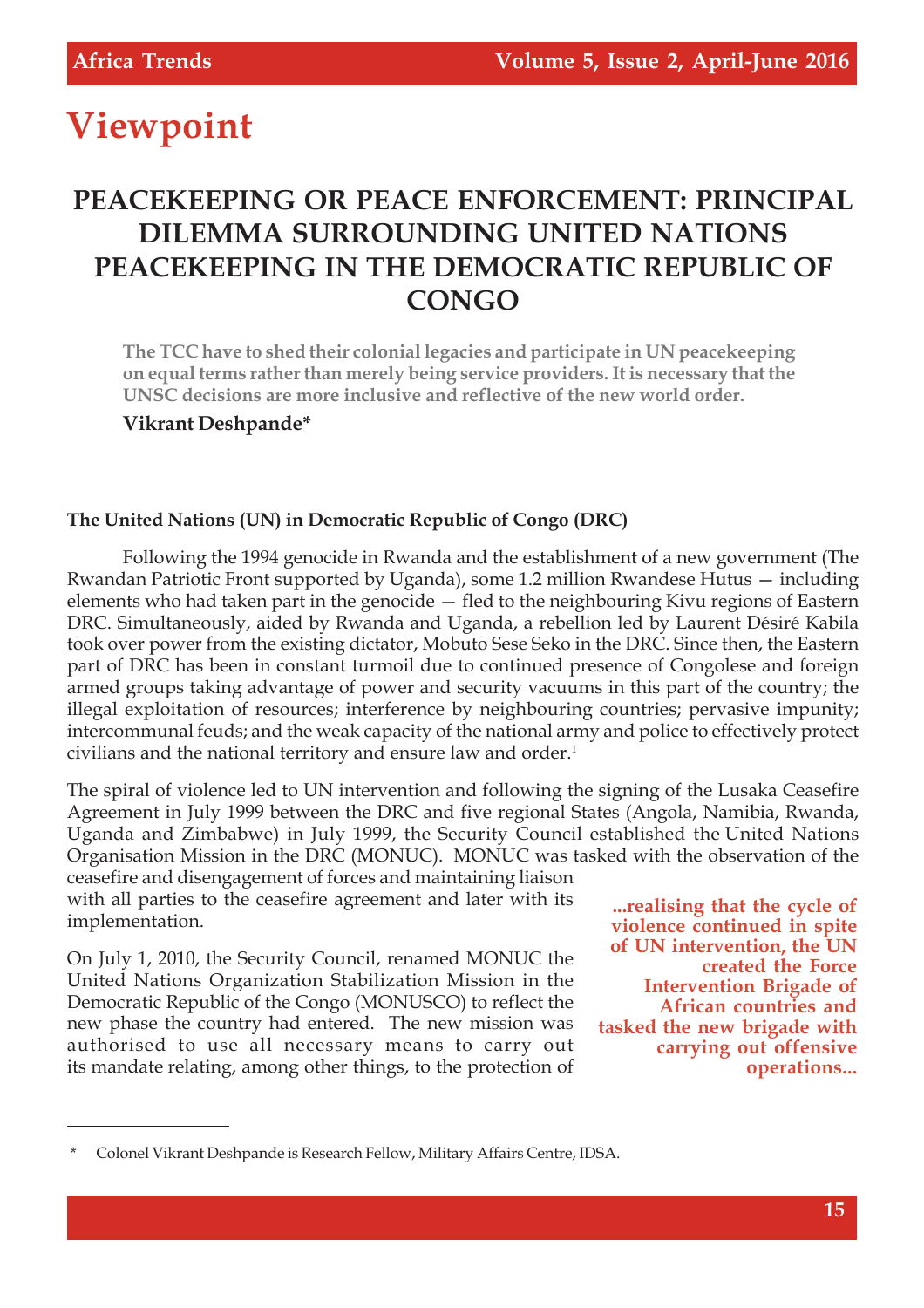# Viewpoint

## PEACEKEEPING OR PEACE ENFORCEMENT: PRINCIPAL DILEMMA SURROUNDING UNITED NATIONS PEACEKEEPING IN THE DEMOCRATIC REPUBLIC OF CONGO

**The TCC have to shed their colonial legacies and participate in UN peacekeeping on equal terms rather than merely being service providers. It is necessary that the UNSC decisions are more inclusive and reflective of the new world order.**

**Vikrant Deshpande***

### The United Nations (UN) in Democratic Republic of Congo (DRC)

Following the 1994 genocide in Rwanda and the establishment of a new government (The Rwandan Patriotic Front supported by Uganda), some 1.2 million Rwandese Hutus — including elements who had taken part in the genocide — fled to the neighbouring Kivu regions of Eastern DRC. Simultaneously, aided by Rwanda and Uganda, a rebellion led by Laurent Désiré Kabila took over power from the existing dictator, Mobuto Sese Seko in the DRC. Since then, the Eastern part of DRC has been in constant turmoil due to continued presence of Congolese and foreign armed groups taking advantage of power and security vacuums in this part of the country; the illegal exploitation of resources; interference by neighbouring countries; pervasive impunity; intercommunal feuds; and the weak capacity of the national army and police to effectively protect civilians and the national territory and ensure law and order.[1]

The spiral of violence led to UN intervention and following the signing of the Lusaka Ceasefire Agreement in July 1999 between the DRC and five regional States (Angola, Namibia, Rwanda, Uganda and Zimbabwe) in July 1999, the Security Council established the United Nations Organisation Mission in the DRC (MONUC). MONUC was tasked with the observation of the ceasefire and disengagement of forces and maintaining liaison with all parties to the ceasefire agreement and later with its implementation.

**...realising that the cycle of violence continued in spite of UN intervention, the UN created the Force Intervention Brigade of African countries and tasked the new brigade with carrying out offensive operations...**

On July 1, 2010, the Security Council, renamed MONUC the United Nations Organization Stabilization Mission in the Democratic Republic of the Congo (MONUSCO) to reflect the new phase the country had entered. The new mission was authorised to use all necessary means to carry out its mandate relating, among other things, to the protection of

---

\* Colonel Vikrant Deshpande is Research Fellow, Military Affairs Centre, IDSA.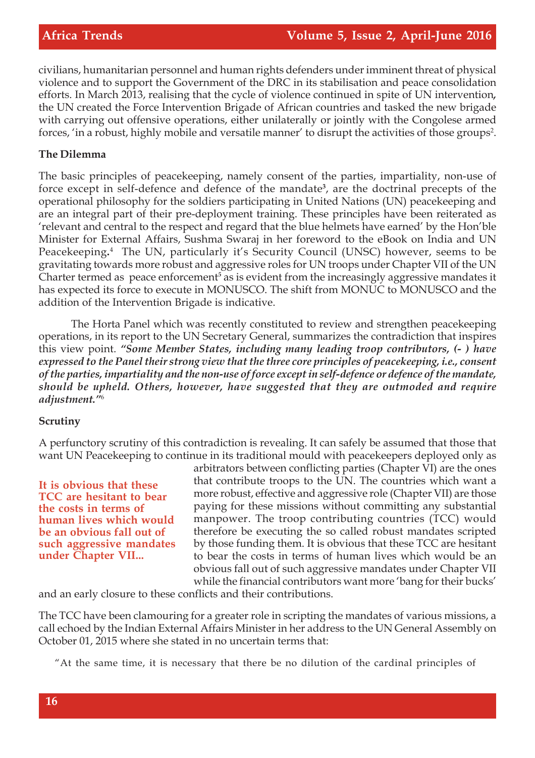civilians, humanitarian personnel and human rights defenders under imminent threat of physical violence and to support the Government of the DRC in its stabilisation and peace consolidation efforts. In March 2013, realising that the cycle of violence continued in spite of UN intervention, the UN created the Force Intervention Brigade of African countries and tasked the new brigade with carrying out offensive operations, either unilaterally or jointly with the Congolese armed forces, 'in a robust, highly mobile and versatile manner' to disrupt the activities of those groups[2].

**The Dilemma**

The basic principles of peacekeeping, namely consent of the parties, impartiality, non-use of force except in self-defence and defence of the mandate[3], are the doctrinal precepts of the operational philosophy for the soldiers participating in United Nations (UN) peacekeeping and are an integral part of their pre-deployment training. These principles have been reiterated as 'relevant and central to the respect and regard that the blue helmets have earned' by the Hon'ble Minister for External Affairs, Sushma Swaraj in her foreword to the eBook on India and UN Peacekeeping.[4] The UN, particularly it's Security Council (UNSC) however, seems to be gravitating towards more robust and aggressive roles for UN troops under Chapter VII of the UN Charter termed as peace enforcement[5] as is evident from the increasingly aggressive mandates it has expected its force to execute in MONUSCO. The shift from MONUC to MONUSCO and the addition of the Intervention Brigade is indicative.

The Horta Panel which was recently constituted to review and strengthen peacekeeping operations, in its report to the UN Secretary General, summarizes the contradiction that inspires this view point. ***"Some Member States, including many leading troop contributors, (- ) have expressed to the Panel their strong view that the three core principles of peacekeeping, i.e., consent of the parties, impartiality and the non-use of force except in self-defence or defence of the mandate, should be upheld. Others, however, have suggested that they are outmoded and require adjustment."***[6]

**Scrutiny**

A perfunctory scrutiny of this contradiction is revealing. It can safely be assumed that those that want UN Peacekeeping to continue in its traditional mould with peacekeepers deployed only as arbitrators between conflicting parties (Chapter VI) are the ones that contribute troops to the UN. The countries which want a more robust, effective and aggressive role (Chapter VII) are those paying for these missions without committing any substantial manpower. The troop contributing countries (TCC) would therefore be executing the so called robust mandates scripted by those funding them. It is obvious that these TCC are hesitant to bear the costs in terms of human lives which would be an obvious fall out of such aggressive mandates under Chapter VII while the financial contributors want more 'bang for their bucks' and an early closure to these conflicts and their contributions.

**It is obvious that these TCC are hesitant to bear the costs in terms of human lives which would be an obvious fall out of such aggressive mandates under Chapter VII...**

The TCC have been clamouring for a greater role in scripting the mandates of various missions, a call echoed by the Indian External Affairs Minister in her address to the UN General Assembly on October 01, 2015 where she stated in no uncertain terms that:

"At the same time, it is necessary that there be no dilution of the cardinal principles of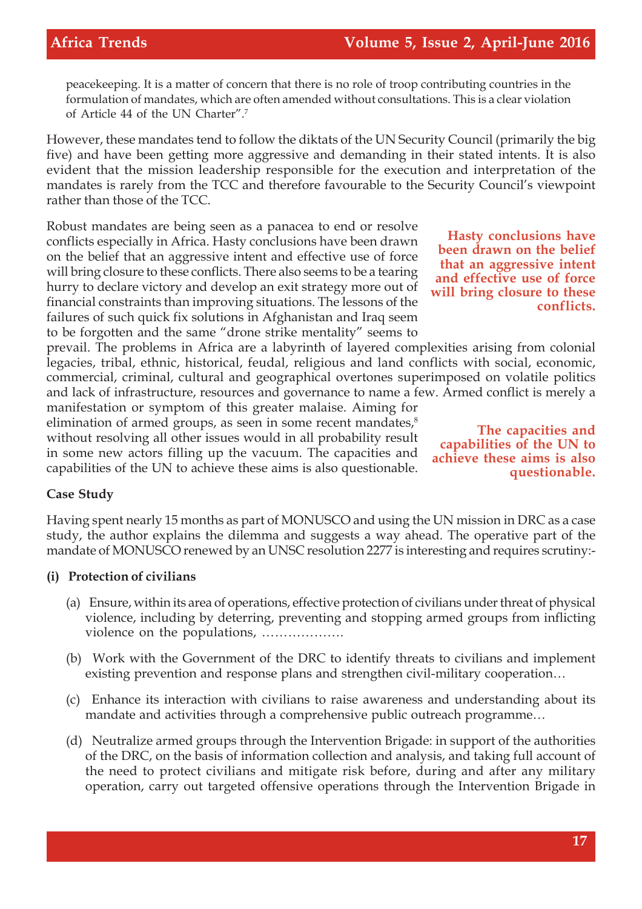peacekeeping. It is a matter of concern that there is no role of troop contributing countries in the formulation of mandates, which are often amended without consultations. This is a clear violation of Article 44 of the UN Charter".[7]

However, these mandates tend to follow the diktats of the UN Security Council (primarily the big five) and have been getting more aggressive and demanding in their stated intents. It is also evident that the mission leadership responsible for the execution and interpretation of the mandates is rarely from the TCC and therefore favourable to the Security Council's viewpoint rather than those of the TCC.

Robust mandates are being seen as a panacea to end or resolve conflicts especially in Africa. Hasty conclusions have been drawn on the belief that an aggressive intent and effective use of force will bring closure to these conflicts. There also seems to be a tearing hurry to declare victory and develop an exit strategy more out of financial constraints than improving situations. The lessons of the failures of such quick fix solutions in Afghanistan and Iraq seem to be forgotten and the same "drone strike mentality" seems to prevail. The problems in Africa are a labyrinth of layered complexities arising from colonial legacies, tribal, ethnic, historical, feudal, religious and land conflicts with social, economic, commercial, criminal, cultural and geographical overtones superimposed on volatile politics and lack of infrastructure, resources and governance to name a few. Armed conflict is merely a manifestation or symptom of this greater malaise. Aiming for elimination of armed groups, as seen in some recent mandates,[8] without resolving all other issues would in all probability result in some new actors filling up the vacuum. The capacities and capabilities of the UN to achieve these aims is also questionable.

**Hasty conclusions have been drawn on the belief that an aggressive intent and effective use of force will bring closure to these conflicts.**

**The capacities and capabilities of the UN to achieve these aims is also questionable.**

**Case Study**

Having spent nearly 15 months as part of MONUSCO and using the UN mission in DRC as a case study, the author explains the dilemma and suggests a way ahead. The operative part of the mandate of MONUSCO renewed by an UNSC resolution 2277 is interesting and requires scrutiny:-

**(i) Protection of civilians**

(a) Ensure, within its area of operations, effective protection of civilians under threat of physical violence, including by deterring, preventing and stopping armed groups from inflicting violence on the populations, ……………….

(b) Work with the Government of the DRC to identify threats to civilians and implement existing prevention and response plans and strengthen civil-military cooperation…

(c) Enhance its interaction with civilians to raise awareness and understanding about its mandate and activities through a comprehensive public outreach programme…

(d) Neutralize armed groups through the Intervention Brigade: in support of the authorities of the DRC, on the basis of information collection and analysis, and taking full account of the need to protect civilians and mitigate risk before, during and after any military operation, carry out targeted offensive operations through the Intervention Brigade in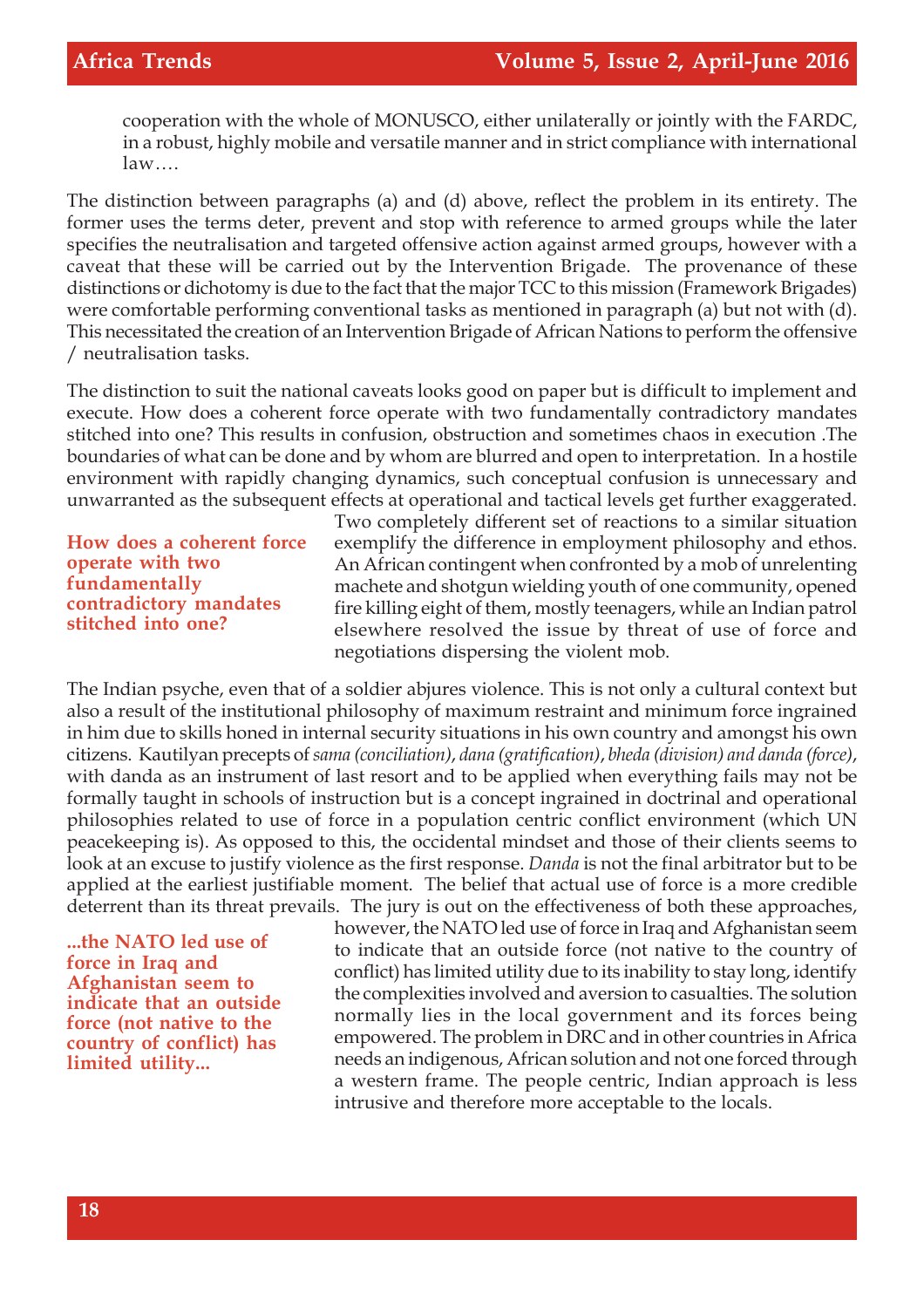cooperation with the whole of MONUSCO, either unilaterally or jointly with the FARDC, in a robust, highly mobile and versatile manner and in strict compliance with international law….

The distinction between paragraphs (a) and (d) above, reflect the problem in its entirety. The former uses the terms deter, prevent and stop with reference to armed groups while the later specifies the neutralisation and targeted offensive action against armed groups, however with a caveat that these will be carried out by the Intervention Brigade. The provenance of these distinctions or dichotomy is due to the fact that the major TCC to this mission (Framework Brigades) were comfortable performing conventional tasks as mentioned in paragraph (a) but not with (d). This necessitated the creation of an Intervention Brigade of African Nations to perform the offensive / neutralisation tasks.

The distinction to suit the national caveats looks good on paper but is difficult to implement and execute. How does a coherent force operate with two fundamentally contradictory mandates stitched into one? This results in confusion, obstruction and sometimes chaos in execution .The boundaries of what can be done and by whom are blurred and open to interpretation. In a hostile environment with rapidly changing dynamics, such conceptual confusion is unnecessary and unwarranted as the subsequent effects at operational and tactical levels get further exaggerated. Two completely different set of reactions to a similar situation exemplify the difference in employment philosophy and ethos. An African contingent when confronted by a mob of unrelenting machete and shotgun wielding youth of one community, opened fire killing eight of them, mostly teenagers, while an Indian patrol elsewhere resolved the issue by threat of use of force and negotiations dispersing the violent mob.

**How does a coherent force operate with two fundamentally contradictory mandates stitched into one?**

The Indian psyche, even that of a soldier abjures violence. This is not only a cultural context but also a result of the institutional philosophy of maximum restraint and minimum force ingrained in him due to skills honed in internal security situations in his own country and amongst his own citizens. Kautilyan precepts of *sama (conciliation)*, *dana (gratification)*, *bheda (division) and danda (force)*, with danda as an instrument of last resort and to be applied when everything fails may not be formally taught in schools of instruction but is a concept ingrained in doctrinal and operational philosophies related to use of force in a population centric conflict environment (which UN peacekeeping is). As opposed to this, the occidental mindset and those of their clients seems to look at an excuse to justify violence as the first response. *Danda* is not the final arbitrator but to be applied at the earliest justifiable moment. The belief that actual use of force is a more credible deterrent than its threat prevails. The jury is out on the effectiveness of both these approaches, however, the NATO led use of force in Iraq and Afghanistan seem to indicate that an outside force (not native to the country of conflict) has limited utility due to its inability to stay long, identify the complexities involved and aversion to casualties. The solution normally lies in the local government and its forces being empowered. The problem in DRC and in other countries in Africa needs an indigenous, African solution and not one forced through a western frame. The people centric, Indian approach is less intrusive and therefore more acceptable to the locals.

**...the NATO led use of force in Iraq and Afghanistan seem to indicate that an outside force (not native to the country of conflict) has limited utility...**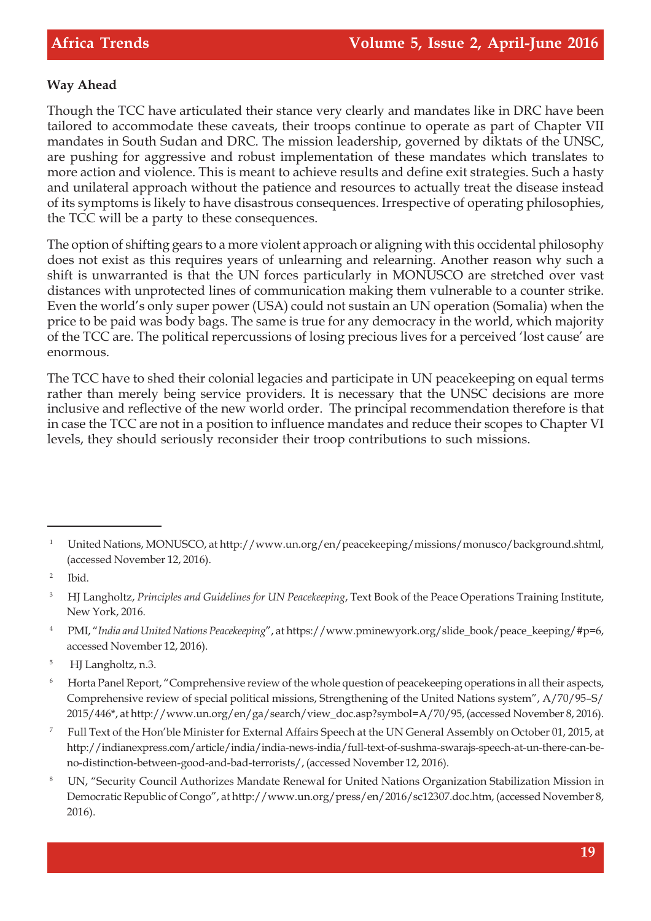**Way Ahead**

Though the TCC have articulated their stance very clearly and mandates like in DRC have been tailored to accommodate these caveats, their troops continue to operate as part of Chapter VII mandates in South Sudan and DRC. The mission leadership, governed by diktats of the UNSC, are pushing for aggressive and robust implementation of these mandates which translates to more action and violence. This is meant to achieve results and define exit strategies. Such a hasty and unilateral approach without the patience and resources to actually treat the disease instead of its symptoms is likely to have disastrous consequences. Irrespective of operating philosophies, the TCC will be a party to these consequences.

The option of shifting gears to a more violent approach or aligning with this occidental philosophy does not exist as this requires years of unlearning and relearning. Another reason why such a shift is unwarranted is that the UN forces particularly in MONUSCO are stretched over vast distances with unprotected lines of communication making them vulnerable to a counter strike. Even the world's only super power (USA) could not sustain an UN operation (Somalia) when the price to be paid was body bags. The same is true for any democracy in the world, which majority of the TCC are. The political repercussions of losing precious lives for a perceived 'lost cause' are enormous.

The TCC have to shed their colonial legacies and participate in UN peacekeeping on equal terms rather than merely being service providers. It is necessary that the UNSC decisions are more inclusive and reflective of the new world order. The principal recommendation therefore is that in case the TCC are not in a position to influence mandates and reduce their scopes to Chapter VI levels, they should seriously reconsider their troop contributions to such missions.

---

[1] United Nations, MONUSCO, at http://www.un.org/en/peacekeeping/missions/monusco/background.shtml, (accessed November 12, 2016).

[2] Ibid.

[3] HJ Langholtz, *Principles and Guidelines for UN Peacekeeping*, Text Book of the Peace Operations Training Institute, New York, 2016.

[4] PMI, "*India and United Nations Peacekeeping*", at https://www.pminewyork.org/slide_book/peace_keeping/#p=6, accessed November 12, 2016).

[5] HJ Langholtz, n.3.

[6] Horta Panel Report, "Comprehensive review of the whole question of peacekeeping operations in all their aspects, Comprehensive review of special political missions, Strengthening of the United Nations system", A/70/95–S/2015/446*, at http://www.un.org/en/ga/search/view_doc.asp?symbol=A/70/95, (accessed November 8, 2016).

[7] Full Text of the Hon'ble Minister for External Affairs Speech at the UN General Assembly on October 01, 2015, at http://indianexpress.com/article/india/india-news-india/full-text-of-sushma-swarajs-speech-at-un-there-can-be-no-distinction-between-good-and-bad-terrorists/, (accessed November 12, 2016).

[8] UN, "Security Council Authorizes Mandate Renewal for United Nations Organization Stabilization Mission in Democratic Republic of Congo", at http://www.un.org/press/en/2016/sc12307.doc.htm, (accessed November 8, 2016).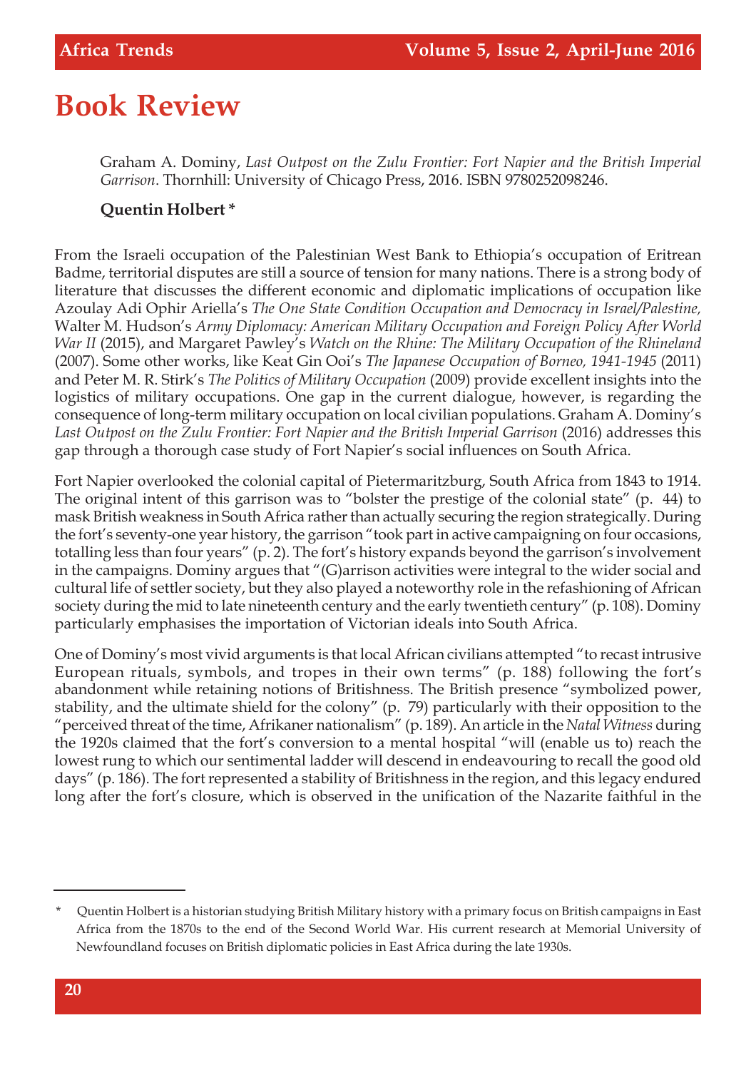# Book Review

Graham A. Dominy, *Last Outpost on the Zulu Frontier: Fort Napier and the British Imperial Garrison*. Thornhill: University of Chicago Press, 2016. ISBN 9780252098246.

**Quentin Holbert ***

From the Israeli occupation of the Palestinian West Bank to Ethiopia's occupation of Eritrean Badme, territorial disputes are still a source of tension for many nations. There is a strong body of literature that discusses the different economic and diplomatic implications of occupation like Azoulay Adi Ophir Ariella's *The One State Condition Occupation and Democracy in Israel/Palestine,* Walter M. Hudson's *Army Diplomacy: American Military Occupation and Foreign Policy After World War II* (2015), and Margaret Pawley's *Watch on the Rhine: The Military Occupation of the Rhineland* (2007). Some other works, like Keat Gin Ooi's *The Japanese Occupation of Borneo, 1941-1945* (2011) and Peter M. R. Stirk's *The Politics of Military Occupation* (2009) provide excellent insights into the logistics of military occupations. One gap in the current dialogue, however, is regarding the consequence of long-term military occupation on local civilian populations. Graham A. Dominy's *Last Outpost on the Zulu Frontier: Fort Napier and the British Imperial Garrison* (2016) addresses this gap through a thorough case study of Fort Napier's social influences on South Africa.

Fort Napier overlooked the colonial capital of Pietermaritzburg, South Africa from 1843 to 1914. The original intent of this garrison was to "bolster the prestige of the colonial state" (p. 44) to mask British weakness in South Africa rather than actually securing the region strategically. During the fort's seventy-one year history, the garrison "took part in active campaigning on four occasions, totalling less than four years" (p. 2). The fort's history expands beyond the garrison's involvement in the campaigns. Dominy argues that "(G)arrison activities were integral to the wider social and cultural life of settler society, but they also played a noteworthy role in the refashioning of African society during the mid to late nineteenth century and the early twentieth century" (p. 108). Dominy particularly emphasises the importation of Victorian ideals into South Africa.

One of Dominy's most vivid arguments is that local African civilians attempted "to recast intrusive European rituals, symbols, and tropes in their own terms" (p. 188) following the fort's abandonment while retaining notions of Britishness. The British presence "symbolized power, stability, and the ultimate shield for the colony" (p. 79) particularly with their opposition to the "perceived threat of the time, Afrikaner nationalism" (p. 189). An article in the *Natal Witness* during the 1920s claimed that the fort's conversion to a mental hospital "will (enable us to) reach the lowest rung to which our sentimental ladder will descend in endeavouring to recall the good old days" (p. 186). The fort represented a stability of Britishness in the region, and this legacy endured long after the fort's closure, which is observed in the unification of the Nazarite faithful in the

---

\* Quentin Holbert is a historian studying British Military history with a primary focus on British campaigns in East Africa from the 1870s to the end of the Second World War. His current research at Memorial University of Newfoundland focuses on British diplomatic policies in East Africa during the late 1930s.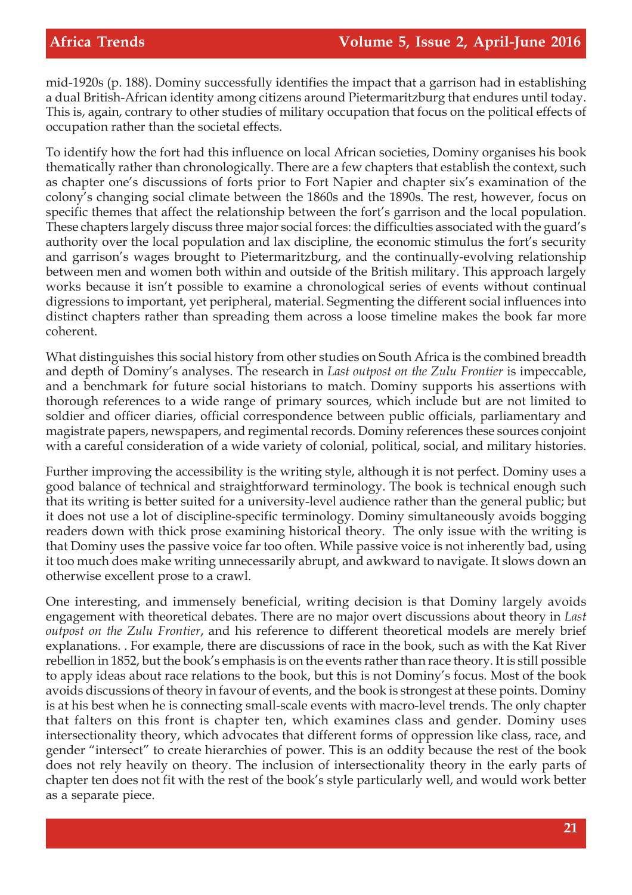mid-1920s (p. 188). Dominy successfully identifies the impact that a garrison had in establishing a dual British-African identity among citizens around Pietermaritzburg that endures until today. This is, again, contrary to other studies of military occupation that focus on the political effects of occupation rather than the societal effects.

To identify how the fort had this influence on local African societies, Dominy organises his book thematically rather than chronologically. There are a few chapters that establish the context, such as chapter one's discussions of forts prior to Fort Napier and chapter six's examination of the colony's changing social climate between the 1860s and the 1890s. The rest, however, focus on specific themes that affect the relationship between the fort's garrison and the local population. These chapters largely discuss three major social forces: the difficulties associated with the guard's authority over the local population and lax discipline, the economic stimulus the fort's security and garrison's wages brought to Pietermaritzburg, and the continually-evolving relationship between men and women both within and outside of the British military. This approach largely works because it isn't possible to examine a chronological series of events without continual digressions to important, yet peripheral, material. Segmenting the different social influences into distinct chapters rather than spreading them across a loose timeline makes the book far more coherent.

What distinguishes this social history from other studies on South Africa is the combined breadth and depth of Dominy's analyses. The research in *Last outpost on the Zulu Frontier* is impeccable, and a benchmark for future social historians to match. Dominy supports his assertions with thorough references to a wide range of primary sources, which include but are not limited to soldier and officer diaries, official correspondence between public officials, parliamentary and magistrate papers, newspapers, and regimental records. Dominy references these sources conjoint with a careful consideration of a wide variety of colonial, political, social, and military histories.

Further improving the accessibility is the writing style, although it is not perfect. Dominy uses a good balance of technical and straightforward terminology. The book is technical enough such that its writing is better suited for a university-level audience rather than the general public; but it does not use a lot of discipline-specific terminology. Dominy simultaneously avoids bogging readers down with thick prose examining historical theory. The only issue with the writing is that Dominy uses the passive voice far too often. While passive voice is not inherently bad, using it too much does make writing unnecessarily abrupt, and awkward to navigate. It slows down an otherwise excellent prose to a crawl.

One interesting, and immensely beneficial, writing decision is that Dominy largely avoids engagement with theoretical debates. There are no major overt discussions about theory in *Last outpost on the Zulu Frontier*, and his reference to different theoretical models are merely brief explanations. . For example, there are discussions of race in the book, such as with the Kat River rebellion in 1852, but the book's emphasis is on the events rather than race theory. It is still possible to apply ideas about race relations to the book, but this is not Dominy's focus. Most of the book avoids discussions of theory in favour of events, and the book is strongest at these points. Dominy is at his best when he is connecting small-scale events with macro-level trends. The only chapter that falters on this front is chapter ten, which examines class and gender. Dominy uses intersectionality theory, which advocates that different forms of oppression like class, race, and gender "intersect" to create hierarchies of power. This is an oddity because the rest of the book does not rely heavily on theory. The inclusion of intersectionality theory in the early parts of chapter ten does not fit with the rest of the book's style particularly well, and would work better as a separate piece.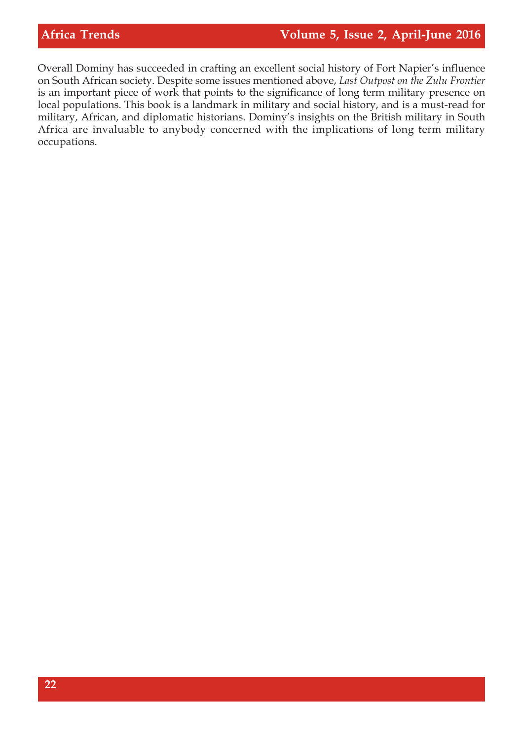Overall Dominy has succeeded in crafting an excellent social history of Fort Napier's influence on South African society. Despite some issues mentioned above, *Last Outpost on the Zulu Frontier* is an important piece of work that points to the significance of long term military presence on local populations. This book is a landmark in military and social history, and is a must-read for military, African, and diplomatic historians. Dominy's insights on the British military in South Africa are invaluable to anybody concerned with the implications of long term military occupations.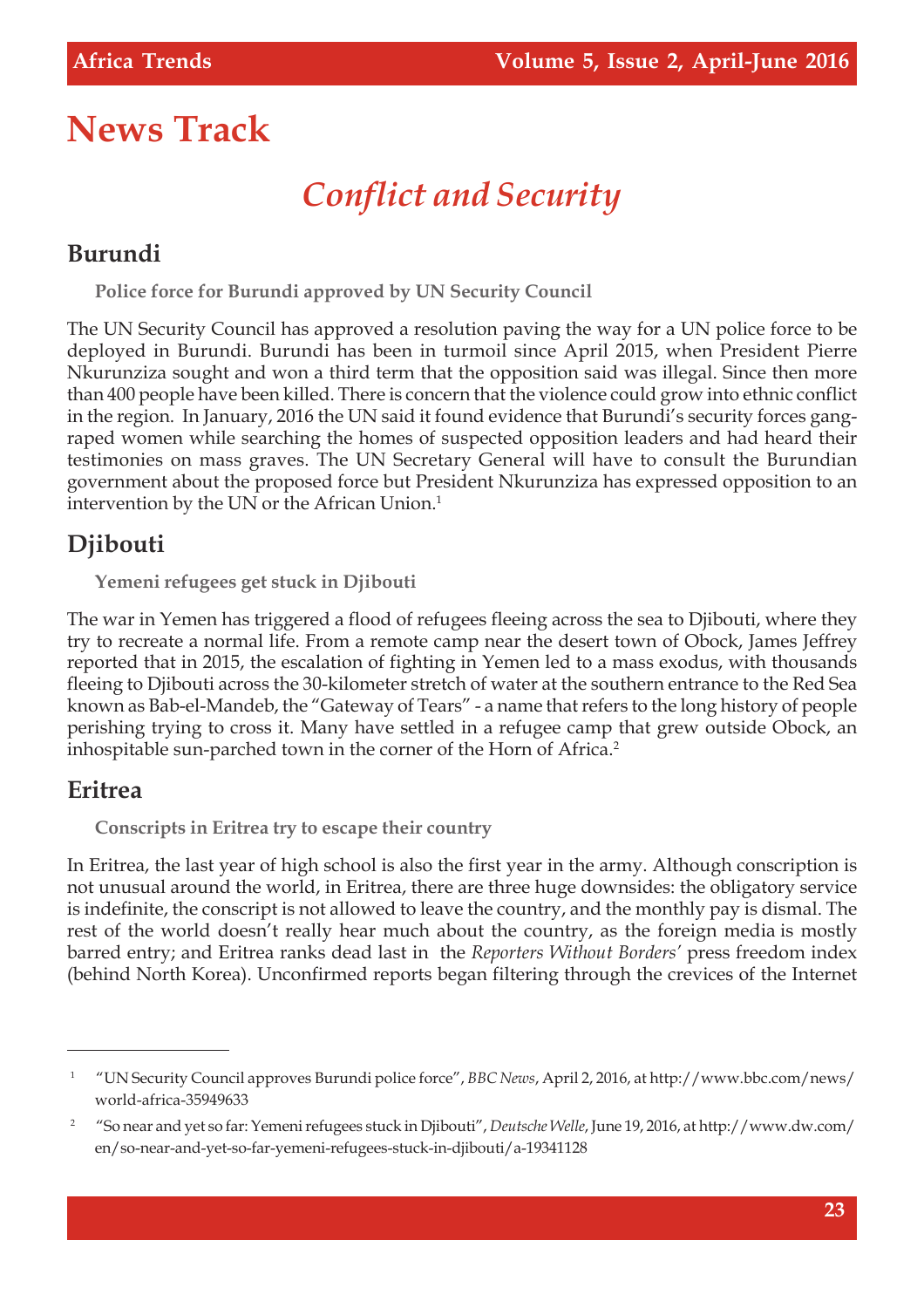# News Track

## *Conflict and Security*

### Burundi

**Police force for Burundi approved by UN Security Council**

The UN Security Council has approved a resolution paving the way for a UN police force to be deployed in Burundi. Burundi has been in turmoil since April 2015, when President Pierre Nkurunziza sought and won a third term that the opposition said was illegal. Since then more than 400 people have been killed. There is concern that the violence could grow into ethnic conflict in the region. In January, 2016 the UN said it found evidence that Burundi's security forces gang-raped women while searching the homes of suspected opposition leaders and had heard their testimonies on mass graves. The UN Secretary General will have to consult the Burundian government about the proposed force but President Nkurunziza has expressed opposition to an intervention by the UN or the African Union.[1]

### Djibouti

**Yemeni refugees get stuck in Djibouti**

The war in Yemen has triggered a flood of refugees fleeing across the sea to Djibouti, where they try to recreate a normal life. From a remote camp near the desert town of Obock, James Jeffrey reported that in 2015, the escalation of fighting in Yemen led to a mass exodus, with thousands fleeing to Djibouti across the 30-kilometer stretch of water at the southern entrance to the Red Sea known as Bab-el-Mandeb, the "Gateway of Tears" - a name that refers to the long history of people perishing trying to cross it. Many have settled in a refugee camp that grew outside Obock, an inhospitable sun-parched town in the corner of the Horn of Africa.[2]

### Eritrea

**Conscripts in Eritrea try to escape their country**

In Eritrea, the last year of high school is also the first year in the army. Although conscription is not unusual around the world, in Eritrea, there are three huge downsides: the obligatory service is indefinite, the conscript is not allowed to leave the country, and the monthly pay is dismal. The rest of the world doesn't really hear much about the country, as the foreign media is mostly barred entry; and Eritrea ranks dead last in the *Reporters Without Borders'* press freedom index (behind North Korea). Unconfirmed reports began filtering through the crevices of the Internet

---

[1] "UN Security Council approves Burundi police force", *BBC News*, April 2, 2016, at http://www.bbc.com/news/world-africa-35949633

[2] "So near and yet so far: Yemeni refugees stuck in Djibouti", *Deutsche Welle*, June 19, 2016, at http://www.dw.com/en/so-near-and-yet-so-far-yemeni-refugees-stuck-in-djibouti/a-19341128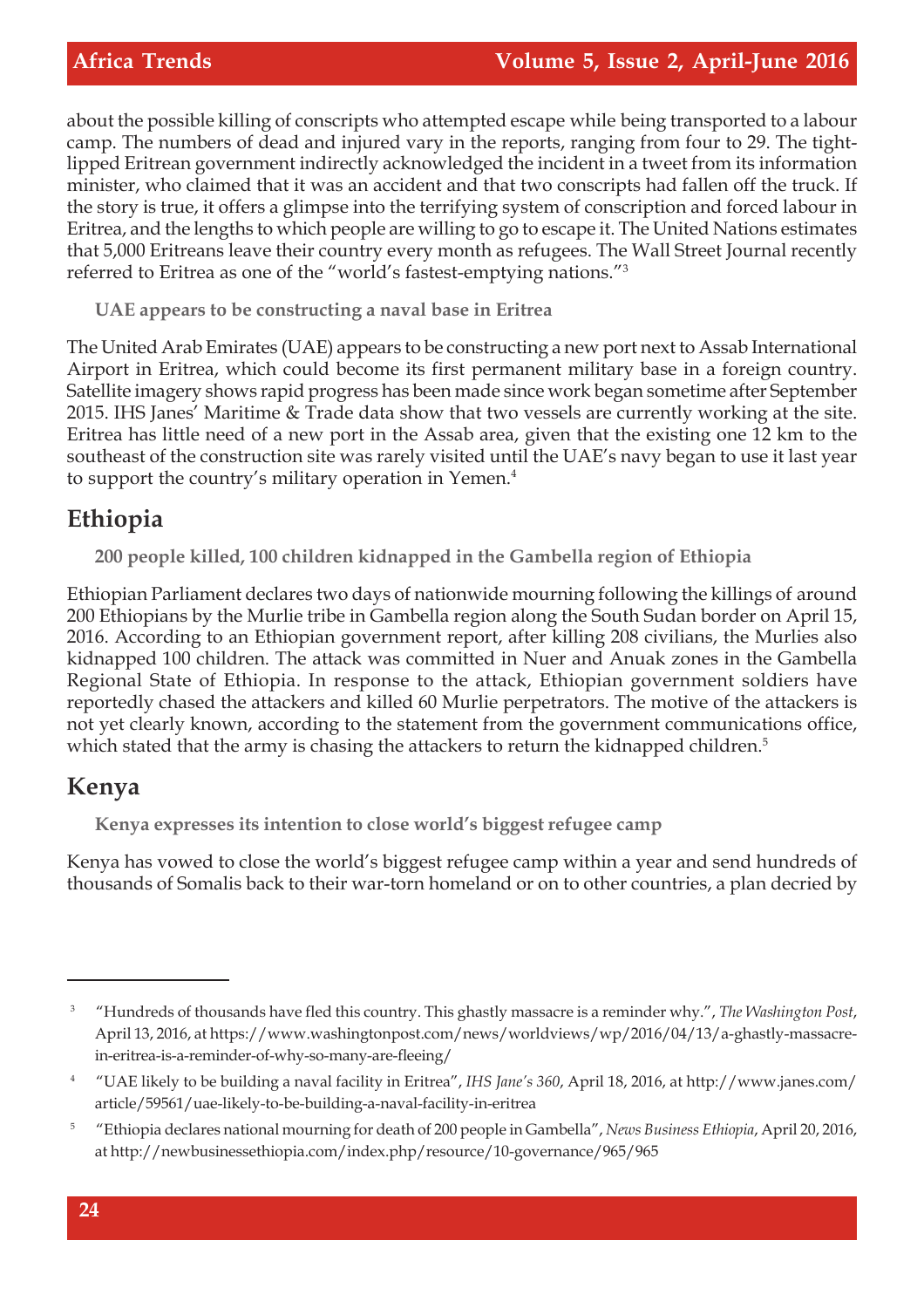about the possible killing of conscripts who attempted escape while being transported to a labour camp. The numbers of dead and injured vary in the reports, ranging from four to 29. The tight-lipped Eritrean government indirectly acknowledged the incident in a tweet from its information minister, who claimed that it was an accident and that two conscripts had fallen off the truck. If the story is true, it offers a glimpse into the terrifying system of conscription and forced labour in Eritrea, and the lengths to which people are willing to go to escape it. The United Nations estimates that 5,000 Eritreans leave their country every month as refugees. The Wall Street Journal recently referred to Eritrea as one of the "world's fastest-emptying nations."[3]

### UAE appears to be constructing a naval base in Eritrea

The United Arab Emirates (UAE) appears to be constructing a new port next to Assab International Airport in Eritrea, which could become its first permanent military base in a foreign country. Satellite imagery shows rapid progress has been made since work began sometime after September 2015. IHS Janes' Maritime & Trade data show that two vessels are currently working at the site. Eritrea has little need of a new port in the Assab area, given that the existing one 12 km to the southeast of the construction site was rarely visited until the UAE's navy began to use it last year to support the country's military operation in Yemen.[4]

## Ethiopia

### 200 people killed, 100 children kidnapped in the Gambella region of Ethiopia

Ethiopian Parliament declares two days of nationwide mourning following the killings of around 200 Ethiopians by the Murlie tribe in Gambella region along the South Sudan border on April 15, 2016. According to an Ethiopian government report, after killing 208 civilians, the Murlies also kidnapped 100 children. The attack was committed in Nuer and Anuak zones in the Gambella Regional State of Ethiopia. In response to the attack, Ethiopian government soldiers have reportedly chased the attackers and killed 60 Murlie perpetrators. The motive of the attackers is not yet clearly known, according to the statement from the government communications office, which stated that the army is chasing the attackers to return the kidnapped children.[5]

## Kenya

### Kenya expresses its intention to close world's biggest refugee camp

Kenya has vowed to close the world's biggest refugee camp within a year and send hundreds of thousands of Somalis back to their war-torn homeland or on to other countries, a plan decried by

---

[3] "Hundreds of thousands have fled this country. This ghastly massacre is a reminder why.", *The Washington Post*, April 13, 2016, at https://www.washingtonpost.com/news/worldviews/wp/2016/04/13/a-ghastly-massacre-in-eritrea-is-a-reminder-of-why-so-many-are-fleeing/

[4] "UAE likely to be building a naval facility in Eritrea", *IHS Jane's 360*, April 18, 2016, at http://www.janes.com/article/59561/uae-likely-to-be-building-a-naval-facility-in-eritrea

[5] "Ethiopia declares national mourning for death of 200 people in Gambella", *News Business Ethiopia*, April 20, 2016, at http://newbusinessethiopia.com/index.php/resource/10-governance/965/965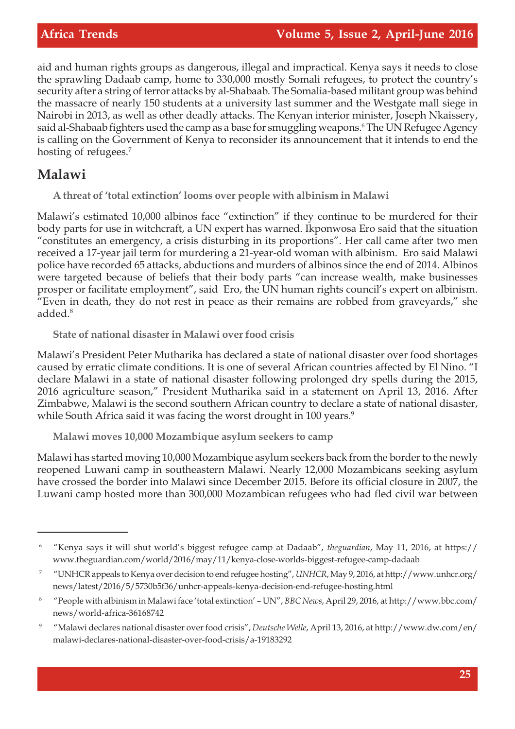aid and human rights groups as dangerous, illegal and impractical. Kenya says it needs to close the sprawling Dadaab camp, home to 330,000 mostly Somali refugees, to protect the country's security after a string of terror attacks by al-Shabaab. The Somalia-based militant group was behind the massacre of nearly 150 students at a university last summer and the Westgate mall siege in Nairobi in 2013, as well as other deadly attacks. The Kenyan interior minister, Joseph Nkaissery, said al-Shabaab fighters used the camp as a base for smuggling weapons.[6] The UN Refugee Agency is calling on the Government of Kenya to reconsider its announcement that it intends to end the hosting of refugees.[7]

## Malawi

### A threat of 'total extinction' looms over people with albinism in Malawi

Malawi's estimated 10,000 albinos face "extinction" if they continue to be murdered for their body parts for use in witchcraft, a UN expert has warned. Ikponwosa Ero said that the situation "constitutes an emergency, a crisis disturbing in its proportions". Her call came after two men received a 17-year jail term for murdering a 21-year-old woman with albinism. Ero said Malawi police have recorded 65 attacks, abductions and murders of albinos since the end of 2014. Albinos were targeted because of beliefs that their body parts "can increase wealth, make businesses prosper or facilitate employment", said Ero, the UN human rights council's expert on albinism. "Even in death, they do not rest in peace as their remains are robbed from graveyards," she added.[8]

### State of national disaster in Malawi over food crisis

Malawi's President Peter Mutharika has declared a state of national disaster over food shortages caused by erratic climate conditions. It is one of several African countries affected by El Nino. "I declare Malawi in a state of national disaster following prolonged dry spells during the 2015, 2016 agriculture season," President Mutharika said in a statement on April 13, 2016. After Zimbabwe, Malawi is the second southern African country to declare a state of national disaster, while South Africa said it was facing the worst drought in 100 years.[9]

### Malawi moves 10,000 Mozambique asylum seekers to camp

Malawi has started moving 10,000 Mozambique asylum seekers back from the border to the newly reopened Luwani camp in southeastern Malawi. Nearly 12,000 Mozambicans seeking asylum have crossed the border into Malawi since December 2015. Before its official closure in 2007, the Luwani camp hosted more than 300,000 Mozambican refugees who had fled civil war between

---

[6] "Kenya says it will shut world's biggest refugee camp at Dadaab", *theguardian*, May 11, 2016, at https://www.theguardian.com/world/2016/may/11/kenya-close-worlds-biggest-refugee-camp-dadaab

[7] "UNHCR appeals to Kenya over decision to end refugee hosting", *UNHCR*, May 9, 2016, at http://www.unhcr.org/news/latest/2016/5/5730b5f36/unhcr-appeals-kenya-decision-end-refugee-hosting.html

[8] "People with albinism in Malawi face 'total extinction' – UN", *BBC News*, April 29, 2016, at http://www.bbc.com/news/world-africa-36168742

[9] "Malawi declares national disaster over food crisis", *Deutsche Welle*, April 13, 2016, at http://www.dw.com/en/malawi-declares-national-disaster-over-food-crisis/a-19183292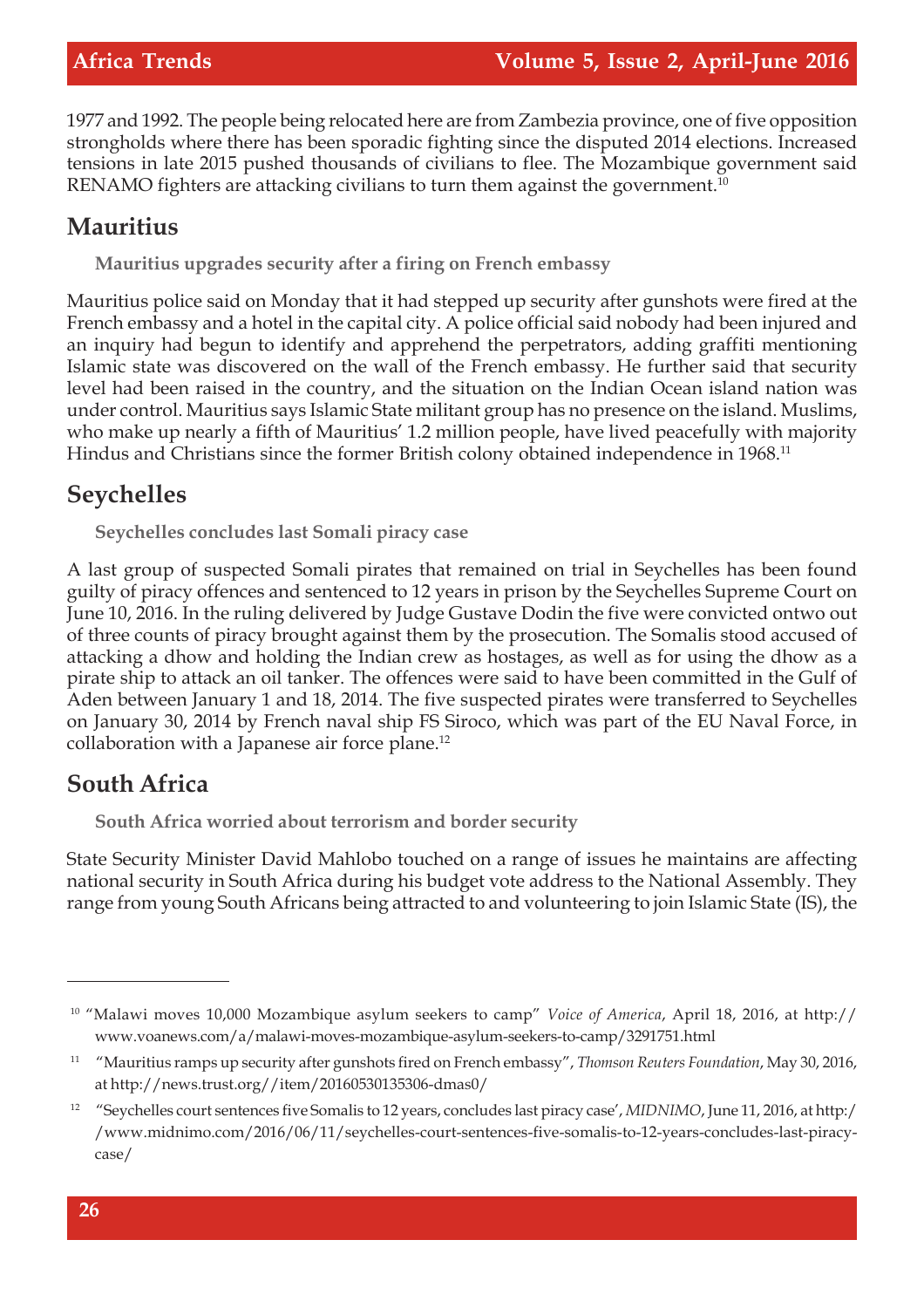1977 and 1992. The people being relocated here are from Zambezia province, one of five opposition strongholds where there has been sporadic fighting since the disputed 2014 elections. Increased tensions in late 2015 pushed thousands of civilians to flee. The Mozambique government said RENAMO fighters are attacking civilians to turn them against the government.[10]

## Mauritius

**Mauritius upgrades security after a firing on French embassy**

Mauritius police said on Monday that it had stepped up security after gunshots were fired at the French embassy and a hotel in the capital city. A police official said nobody had been injured and an inquiry had begun to identify and apprehend the perpetrators, adding graffiti mentioning Islamic state was discovered on the wall of the French embassy. He further said that security level had been raised in the country, and the situation on the Indian Ocean island nation was under control. Mauritius says Islamic State militant group has no presence on the island. Muslims, who make up nearly a fifth of Mauritius' 1.2 million people, have lived peacefully with majority Hindus and Christians since the former British colony obtained independence in 1968.[11]

## Seychelles

**Seychelles concludes last Somali piracy case**

A last group of suspected Somali pirates that remained on trial in Seychelles has been found guilty of piracy offences and sentenced to 12 years in prison by the Seychelles Supreme Court on June 10, 2016. In the ruling delivered by Judge Gustave Dodin the five were convicted ontwo out of three counts of piracy brought against them by the prosecution. The Somalis stood accused of attacking a dhow and holding the Indian crew as hostages, as well as for using the dhow as a pirate ship to attack an oil tanker. The offences were said to have been committed in the Gulf of Aden between January 1 and 18, 2014. The five suspected pirates were transferred to Seychelles on January 30, 2014 by French naval ship FS Siroco, which was part of the EU Naval Force, in collaboration with a Japanese air force plane.[12]

## South Africa

**South Africa worried about terrorism and border security**

State Security Minister David Mahlobo touched on a range of issues he maintains are affecting national security in South Africa during his budget vote address to the National Assembly. They range from young South Africans being attracted to and volunteering to join Islamic State (IS), the

---

[10] "Malawi moves 10,000 Mozambique asylum seekers to camp" *Voice of America*, April 18, 2016, at http://www.voanews.com/a/malawi-moves-mozambique-asylum-seekers-to-camp/3291751.html

[11] "Mauritius ramps up security after gunshots fired on French embassy", *Thomson Reuters Foundation*, May 30, 2016, at http://news.trust.org//item/20160530135306-dmas0/

[12] "Seychelles court sentences five Somalis to 12 years, concludes last piracy case', *MIDNIMO*, June 11, 2016, at http://www.midnimo.com/2016/06/11/seychelles-court-sentences-five-somalis-to-12-years-concludes-last-piracy-case/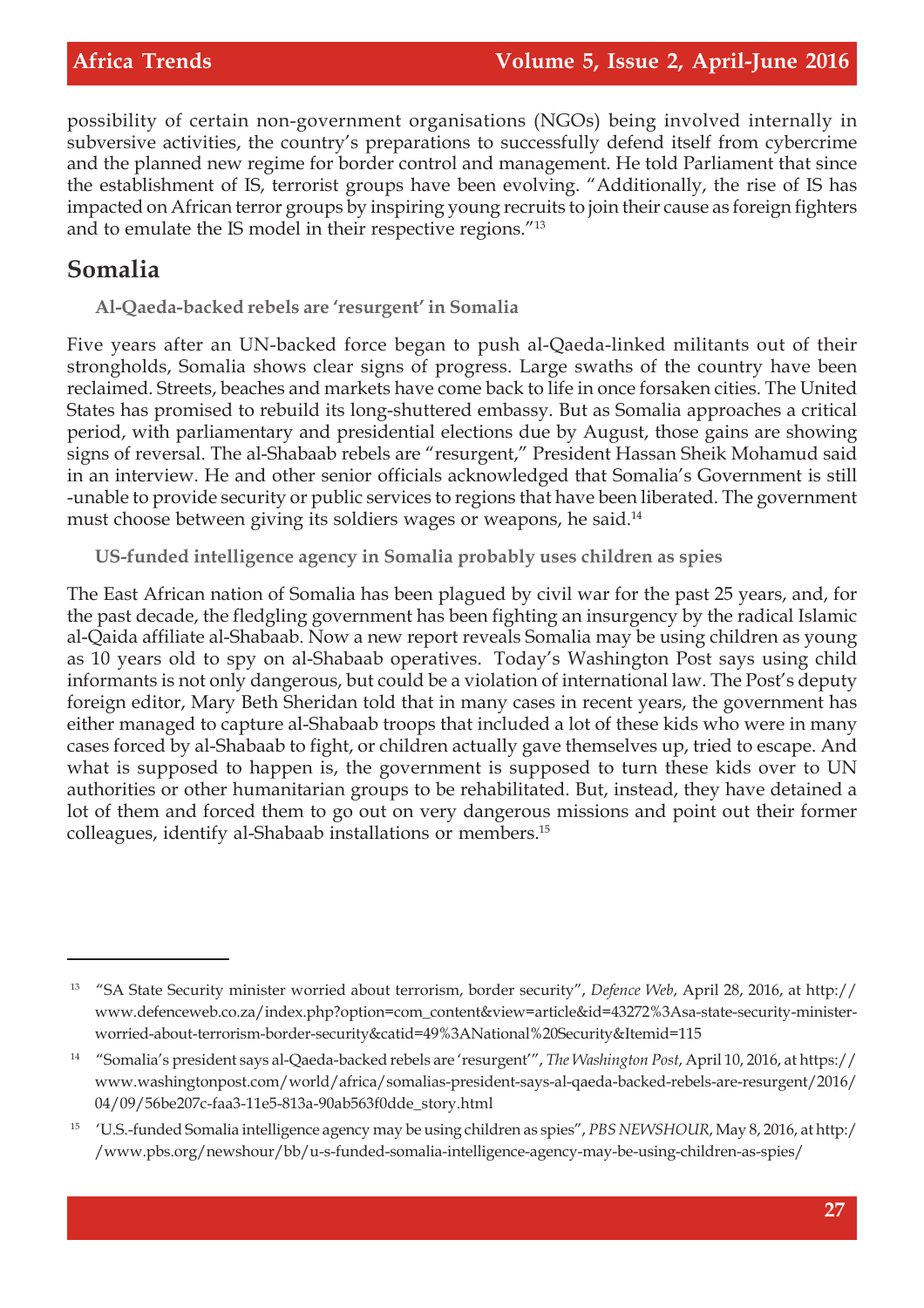possibility of certain non-government organisations (NGOs) being involved internally in subversive activities, the country's preparations to successfully defend itself from cybercrime and the planned new regime for border control and management. He told Parliament that since the establishment of IS, terrorist groups have been evolving. "Additionally, the rise of IS has impacted on African terror groups by inspiring young recruits to join their cause as foreign fighters and to emulate the IS model in their respective regions."[13]

## Somalia

### Al-Qaeda-backed rebels are 'resurgent' in Somalia

Five years after an UN-backed force began to push al-Qaeda-linked militants out of their strongholds, Somalia shows clear signs of progress. Large swaths of the country have been reclaimed. Streets, beaches and markets have come back to life in once forsaken cities. The United States has promised to rebuild its long-shuttered embassy. But as Somalia approaches a critical period, with parliamentary and presidential elections due by August, those gains are showing signs of reversal. The al-Shabaab rebels are "resurgent," President Hassan Sheik Mohamud said in an interview. He and other senior officials acknowledged that Somalia's Government is still -unable to provide security or public services to regions that have been liberated. The government must choose between giving its soldiers wages or weapons, he said.[14]

### US-funded intelligence agency in Somalia probably uses children as spies

The East African nation of Somalia has been plagued by civil war for the past 25 years, and, for the past decade, the fledgling government has been fighting an insurgency by the radical Islamic al-Qaida affiliate al-Shabaab. Now a new report reveals Somalia may be using children as young as 10 years old to spy on al-Shabaab operatives. Today's Washington Post says using child informants is not only dangerous, but could be a violation of international law. The Post's deputy foreign editor, Mary Beth Sheridan told that in many cases in recent years, the government has either managed to capture al-Shabaab troops that included a lot of these kids who were in many cases forced by al-Shabaab to fight, or children actually gave themselves up, tried to escape. And what is supposed to happen is, the government is supposed to turn these kids over to UN authorities or other humanitarian groups to be rehabilitated. But, instead, they have detained a lot of them and forced them to go out on very dangerous missions and point out their former colleagues, identify al-Shabaab installations or members.[15]

---

[13] "SA State Security minister worried about terrorism, border security", *Defence Web*, April 28, 2016, at http://www.defenceweb.co.za/index.php?option=com_content&view=article&id=43272%3Asa-state-security-minister-worried-about-terrorism-border-security&catid=49%3ANational%20Security&Itemid=115

[14] "Somalia's president says al-Qaeda-backed rebels are 'resurgent'", *The Washington Post*, April 10, 2016, at https://www.washingtonpost.com/world/africa/somalias-president-says-al-qaeda-backed-rebels-are-resurgent/2016/04/09/56be207c-faa3-11e5-813a-90ab563f0dde_story.html

[15] 'U.S.-funded Somalia intelligence agency may be using children as spies", *PBS NEWSHOUR*, May 8, 2016, at http://www.pbs.org/newshour/bb/u-s-funded-somalia-intelligence-agency-may-be-using-children-as-spies/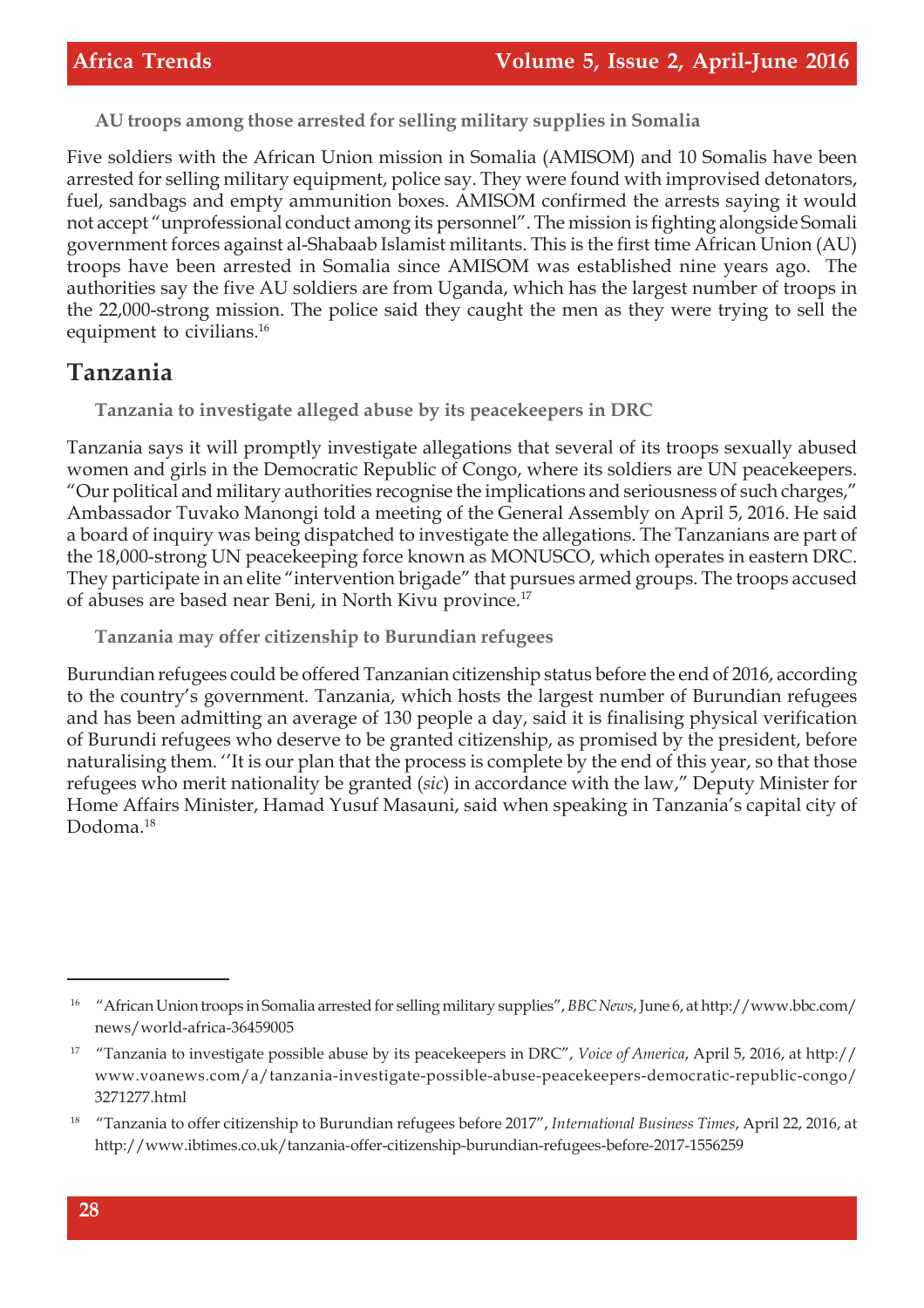### AU troops among those arrested for selling military supplies in Somalia

Five soldiers with the African Union mission in Somalia (AMISOM) and 10 Somalis have been arrested for selling military equipment, police say. They were found with improvised detonators, fuel, sandbags and empty ammunition boxes. AMISOM confirmed the arrests saying it would not accept "unprofessional conduct among its personnel". The mission is fighting alongside Somali government forces against al-Shabaab Islamist militants. This is the first time African Union (AU) troops have been arrested in Somalia since AMISOM was established nine years ago. The authorities say the five AU soldiers are from Uganda, which has the largest number of troops in the 22,000-strong mission. The police said they caught the men as they were trying to sell the equipment to civilians.[16]

## Tanzania

### Tanzania to investigate alleged abuse by its peacekeepers in DRC

Tanzania says it will promptly investigate allegations that several of its troops sexually abused women and girls in the Democratic Republic of Congo, where its soldiers are UN peacekeepers. "Our political and military authorities recognise the implications and seriousness of such charges," Ambassador Tuvako Manongi told a meeting of the General Assembly on April 5, 2016. He said a board of inquiry was being dispatched to investigate the allegations. The Tanzanians are part of the 18,000-strong UN peacekeeping force known as MONUSCO, which operates in eastern DRC. They participate in an elite "intervention brigade" that pursues armed groups. The troops accused of abuses are based near Beni, in North Kivu province.[17]

### Tanzania may offer citizenship to Burundian refugees

Burundian refugees could be offered Tanzanian citizenship status before the end of 2016, according to the country's government. Tanzania, which hosts the largest number of Burundian refugees and has been admitting an average of 130 people a day, said it is finalising physical verification of Burundi refugees who deserve to be granted citizenship, as promised by the president, before naturalising them. ''It is our plan that the process is complete by the end of this year, so that those refugees who merit nationality be granted (*sic*) in accordance with the law," Deputy Minister for Home Affairs Minister, Hamad Yusuf Masauni, said when speaking in Tanzania's capital city of Dodoma.[18]

---

[16] "African Union troops in Somalia arrested for selling military supplies", *BBC News*, June 6, at http://www.bbc.com/news/world-africa-36459005

[17] "Tanzania to investigate possible abuse by its peacekeepers in DRC", *Voice of America*, April 5, 2016, at http://www.voanews.com/a/tanzania-investigate-possible-abuse-peacekeepers-democratic-republic-congo/3271277.html

[18] "Tanzania to offer citizenship to Burundian refugees before 2017", *International Business Times*, April 22, 2016, at http://www.ibtimes.co.uk/tanzania-offer-citizenship-burundian-refugees-before-2017-1556259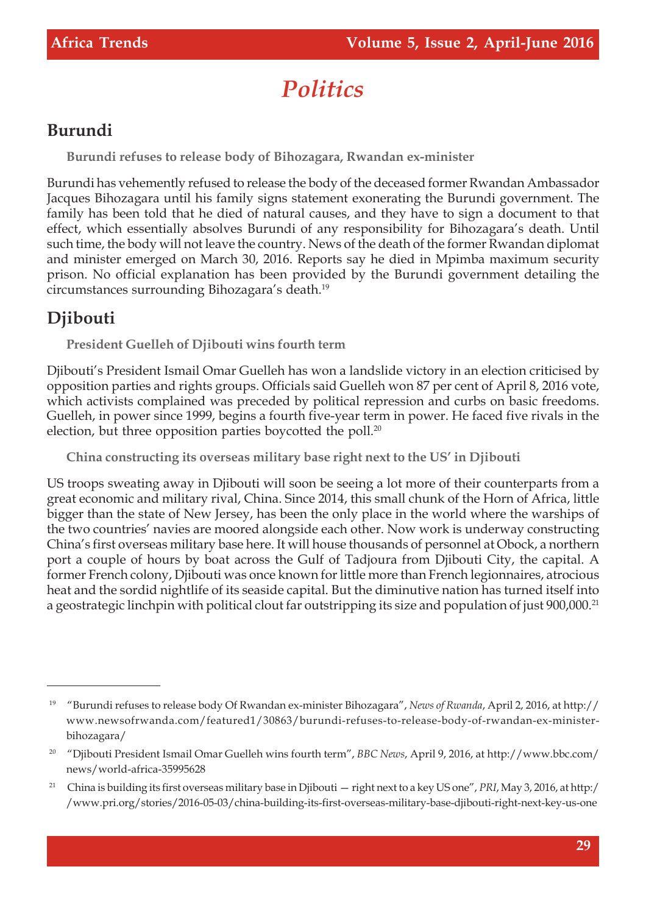# Politics

## Burundi

### Burundi refuses to release body of Bihozagara, Rwandan ex-minister

Burundi has vehemently refused to release the body of the deceased former Rwandan Ambassador Jacques Bihozagara until his family signs statement exonerating the Burundi government. The family has been told that he died of natural causes, and they have to sign a document to that effect, which essentially absolves Burundi of any responsibility for Bihozagara's death. Until such time, the body will not leave the country. News of the death of the former Rwandan diplomat and minister emerged on March 30, 2016. Reports say he died in Mpimba maximum security prison. No official explanation has been provided by the Burundi government detailing the circumstances surrounding Bihozagara's death.[19]

## Djibouti

### President Guelleh of Djibouti wins fourth term

Djibouti's President Ismail Omar Guelleh has won a landslide victory in an election criticised by opposition parties and rights groups. Officials said Guelleh won 87 per cent of April 8, 2016 vote, which activists complained was preceded by political repression and curbs on basic freedoms. Guelleh, in power since 1999, begins a fourth five-year term in power. He faced five rivals in the election, but three opposition parties boycotted the poll.[20]

### China constructing its overseas military base right next to the US' in Djibouti

US troops sweating away in Djibouti will soon be seeing a lot more of their counterparts from a great economic and military rival, China. Since 2014, this small chunk of the Horn of Africa, little bigger than the state of New Jersey, has been the only place in the world where the warships of the two countries' navies are moored alongside each other. Now work is underway constructing China's first overseas military base here. It will house thousands of personnel at Obock, a northern port a couple of hours by boat across the Gulf of Tadjoura from Djibouti City, the capital. A former French colony, Djibouti was once known for little more than French legionnaires, atrocious heat and the sordid nightlife of its seaside capital. But the diminutive nation has turned itself into a geostrategic linchpin with political clout far outstripping its size and population of just 900,000.[21]

---

[19] "Burundi refuses to release body Of Rwandan ex-minister Bihozagara", *News of Rwanda*, April 2, 2016, at http://www.newsofrwanda.com/featured1/30863/burundi-refuses-to-release-body-of-rwandan-ex-minister-bihozagara/

[20] "Djibouti President Ismail Omar Guelleh wins fourth term", *BBC News*, April 9, 2016, at http://www.bbc.com/news/world-africa-35995628

[21] China is building its first overseas military base in Djibouti — right next to a key US one", *PRI*, May 3, 2016, at http://www.pri.org/stories/2016-05-03/china-building-its-first-overseas-military-base-djibouti-right-next-key-us-one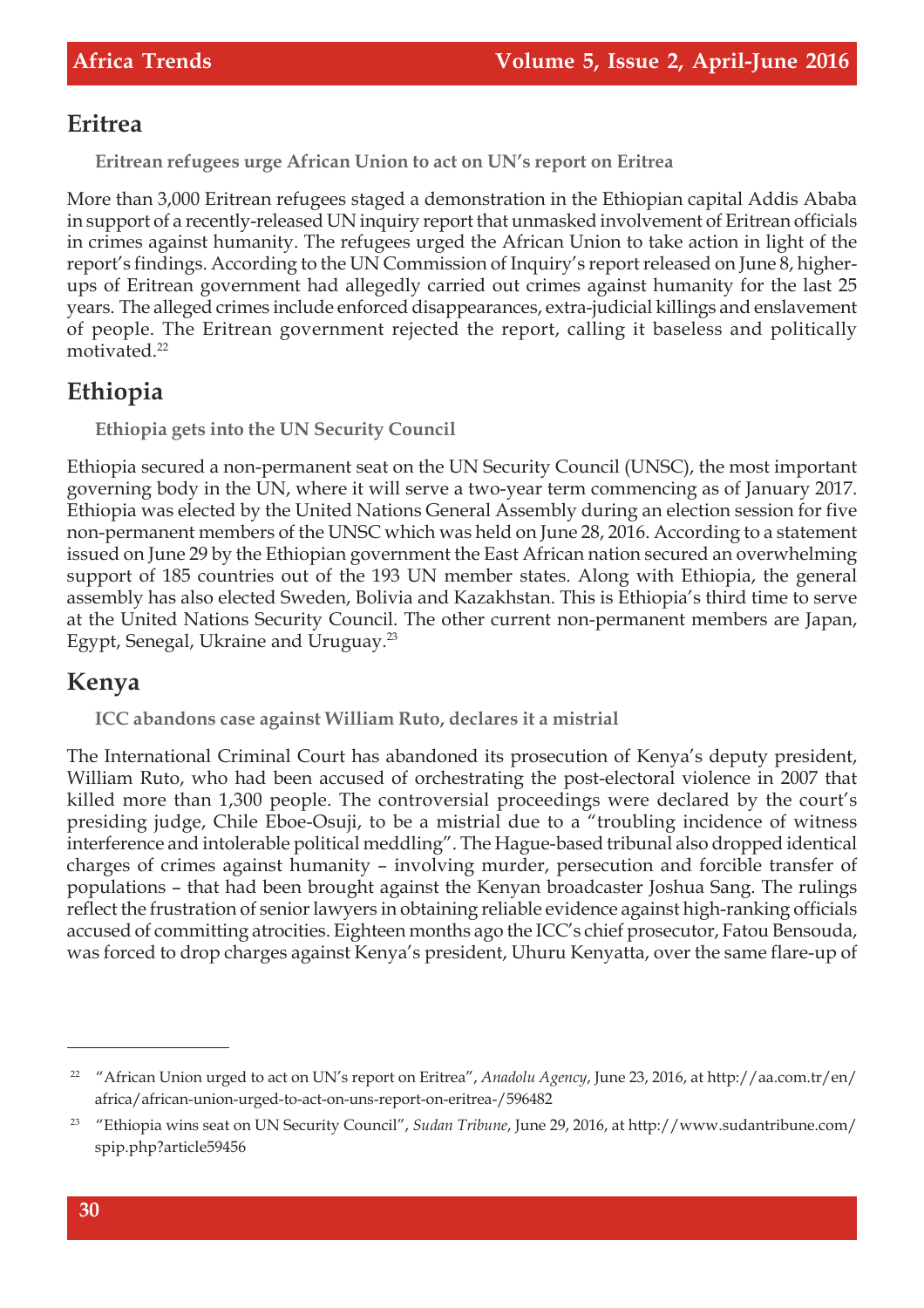## Eritrea

### Eritrean refugees urge African Union to act on UN's report on Eritrea

More than 3,000 Eritrean refugees staged a demonstration in the Ethiopian capital Addis Ababa in support of a recently-released UN inquiry report that unmasked involvement of Eritrean officials in crimes against humanity. The refugees urged the African Union to take action in light of the report's findings. According to the UN Commission of Inquiry's report released on June 8, higher-ups of Eritrean government had allegedly carried out crimes against humanity for the last 25 years. The alleged crimes include enforced disappearances, extra-judicial killings and enslavement of people. The Eritrean government rejected the report, calling it baseless and politically motivated.[22]

## Ethiopia

### Ethiopia gets into the UN Security Council

Ethiopia secured a non-permanent seat on the UN Security Council (UNSC), the most important governing body in the UN, where it will serve a two-year term commencing as of January 2017. Ethiopia was elected by the United Nations General Assembly during an election session for five non-permanent members of the UNSC which was held on June 28, 2016. According to a statement issued on June 29 by the Ethiopian government the East African nation secured an overwhelming support of 185 countries out of the 193 UN member states. Along with Ethiopia, the general assembly has also elected Sweden, Bolivia and Kazakhstan. This is Ethiopia's third time to serve at the United Nations Security Council. The other current non-permanent members are Japan, Egypt, Senegal, Ukraine and Uruguay.[23]

## Kenya

### ICC abandons case against William Ruto, declares it a mistrial

The International Criminal Court has abandoned its prosecution of Kenya's deputy president, William Ruto, who had been accused of orchestrating the post-electoral violence in 2007 that killed more than 1,300 people. The controversial proceedings were declared by the court's presiding judge, Chile Eboe-Osuji, to be a mistrial due to a "troubling incidence of witness interference and intolerable political meddling". The Hague-based tribunal also dropped identical charges of crimes against humanity – involving murder, persecution and forcible transfer of populations – that had been brought against the Kenyan broadcaster Joshua Sang. The rulings reflect the frustration of senior lawyers in obtaining reliable evidence against high-ranking officials accused of committing atrocities. Eighteen months ago the ICC's chief prosecutor, Fatou Bensouda, was forced to drop charges against Kenya's president, Uhuru Kenyatta, over the same flare-up of

---

[22] "African Union urged to act on UN's report on Eritrea", *Anadolu Agency*, June 23, 2016, at http://aa.com.tr/en/africa/african-union-urged-to-act-on-uns-report-on-eritrea-/596482

[23] "Ethiopia wins seat on UN Security Council", *Sudan Tribune*, June 29, 2016, at http://www.sudantribune.com/spip.php?article59456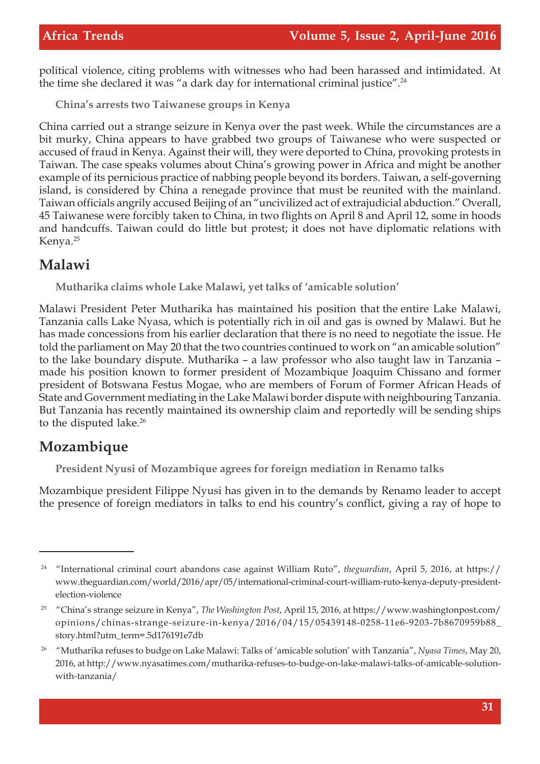political violence, citing problems with witnesses who had been harassed and intimidated. At the time she declared it was "a dark day for international criminal justice".[24]

**China's arrests two Taiwanese groups in Kenya**

China carried out a strange seizure in Kenya over the past week. While the circumstances are a bit murky, China appears to have grabbed two groups of Taiwanese who were suspected or accused of fraud in Kenya. Against their will, they were deported to China, provoking protests in Taiwan. The case speaks volumes about China's growing power in Africa and might be another example of its pernicious practice of nabbing people beyond its borders. Taiwan, a self-governing island, is considered by China a renegade province that must be reunited with the mainland. Taiwan officials angrily accused Beijing of an "uncivilized act of extrajudicial abduction." Overall, 45 Taiwanese were forcibly taken to China, in two flights on April 8 and April 12, some in hoods and handcuffs. Taiwan could do little but protest; it does not have diplomatic relations with Kenya.[25]

## Malawi

**Mutharika claims whole Lake Malawi, yet talks of 'amicable solution'**

Malawi President Peter Mutharika has maintained his position that the entire Lake Malawi, Tanzania calls Lake Nyasa, which is potentially rich in oil and gas is owned by Malawi. But he has made concessions from his earlier declaration that there is no need to negotiate the issue. He told the parliament on May 20 that the two countries continued to work on "an amicable solution" to the lake boundary dispute. Mutharika – a law professor who also taught law in Tanzania – made his position known to former president of Mozambique Joaquim Chissano and former president of Botswana Festus Mogae, who are members of Forum of Former African Heads of State and Government mediating in the Lake Malawi border dispute with neighbouring Tanzania. But Tanzania has recently maintained its ownership claim and reportedly will be sending ships to the disputed lake.[26]

## Mozambique

**President Nyusi of Mozambique agrees for foreign mediation in Renamo talks**

Mozambique president Filippe Nyusi has given in to the demands by Renamo leader to accept the presence of foreign mediators in talks to end his country's conflict, giving a ray of hope to

---

[24] "International criminal court abandons case against William Ruto", *theguardian*, April 5, 2016, at https://www.theguardian.com/world/2016/apr/05/international-criminal-court-william-ruto-kenya-deputy-president-election-violence

[25] "China's strange seizure in Kenya", *The Washington Post*, April 15, 2016, at https://www.washingtonpost.com/opinions/chinas-strange-seizure-in-kenya/2016/04/15/05439148-0258-11e6-9203-7b8670959b88_story.html?utm_term=.5d176191e7db

[26] "Mutharika refuses to budge on Lake Malawi: Talks of 'amicable solution' with Tanzania", *Nyasa Times*, May 20, 2016, at http://www.nyasatimes.com/mutharika-refuses-to-budge-on-lake-malawi-talks-of-amicable-solution-with-tanzania/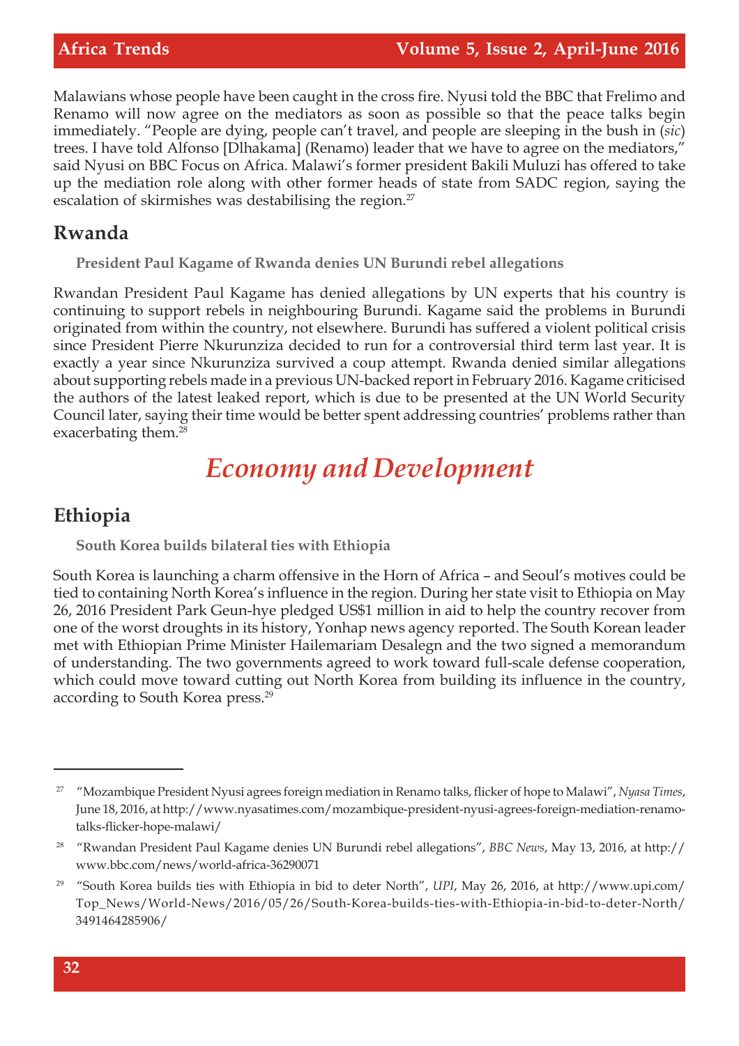Malawians whose people have been caught in the cross fire. Nyusi told the BBC that Frelimo and Renamo will now agree on the mediators as soon as possible so that the peace talks begin immediately. "People are dying, people can't travel, and people are sleeping in the bush in (*sic*) trees. I have told Alfonso [Dlhakama] (Renamo) leader that we have to agree on the mediators," said Nyusi on BBC Focus on Africa. Malawi's former president Bakili Muluzi has offered to take up the mediation role along with other former heads of state from SADC region, saying the escalation of skirmishes was destabilising the region.[27]

## Rwanda

**President Paul Kagame of Rwanda denies UN Burundi rebel allegations**

Rwandan President Paul Kagame has denied allegations by UN experts that his country is continuing to support rebels in neighbouring Burundi. Kagame said the problems in Burundi originated from within the country, not elsewhere. Burundi has suffered a violent political crisis since President Pierre Nkurunziza decided to run for a controversial third term last year. It is exactly a year since Nkurunziza survived a coup attempt. Rwanda denied similar allegations about supporting rebels made in a previous UN-backed report in February 2016. Kagame criticised the authors of the latest leaked report, which is due to be presented at the UN World Security Council later, saying their time would be better spent addressing countries' problems rather than exacerbating them.[28]

# *Economy and Development*

## Ethiopia

**South Korea builds bilateral ties with Ethiopia**

South Korea is launching a charm offensive in the Horn of Africa – and Seoul's motives could be tied to containing North Korea's influence in the region. During her state visit to Ethiopia on May 26, 2016 President Park Geun-hye pledged US$1 million in aid to help the country recover from one of the worst droughts in its history, Yonhap news agency reported. The South Korean leader met with Ethiopian Prime Minister Hailemariam Desalegn and the two signed a memorandum of understanding. The two governments agreed to work toward full-scale defense cooperation, which could move toward cutting out North Korea from building its influence in the country, according to South Korea press.[29]

---

[27] "Mozambique President Nyusi agrees foreign mediation in Renamo talks, flicker of hope to Malawi", *Nyasa Times*, June 18, 2016, at http://www.nyasatimes.com/mozambique-president-nyusi-agrees-foreign-mediation-renamo-talks-flicker-hope-malawi/

[28] "Rwandan President Paul Kagame denies UN Burundi rebel allegations", *BBC News*, May 13, 2016, at http://www.bbc.com/news/world-africa-36290071

[29] "South Korea builds ties with Ethiopia in bid to deter North", *UPI*, May 26, 2016, at http://www.upi.com/Top_News/World-News/2016/05/26/South-Korea-builds-ties-with-Ethiopia-in-bid-to-deter-North/3491464285906/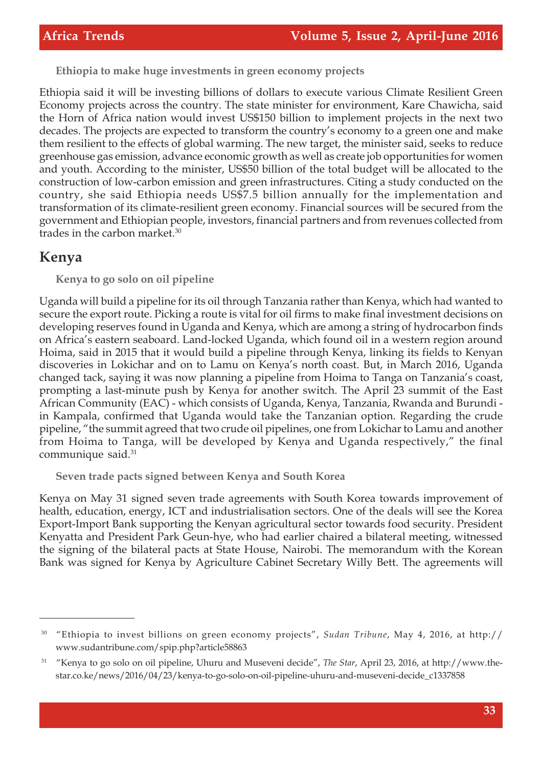### Ethiopia to make huge investments in green economy projects

Ethiopia said it will be investing billions of dollars to execute various Climate Resilient Green Economy projects across the country. The state minister for environment, Kare Chawicha, said the Horn of Africa nation would invest US$150 billion to implement projects in the next two decades. The projects are expected to transform the country's economy to a green one and make them resilient to the effects of global warming. The new target, the minister said, seeks to reduce greenhouse gas emission, advance economic growth as well as create job opportunities for women and youth. According to the minister, US$50 billion of the total budget will be allocated to the construction of low-carbon emission and green infrastructures. Citing a study conducted on the country, she said Ethiopia needs US$7.5 billion annually for the implementation and transformation of its climate-resilient green economy. Financial sources will be secured from the government and Ethiopian people, investors, financial partners and from revenues collected from trades in the carbon market.[30]

## Kenya

### Kenya to go solo on oil pipeline

Uganda will build a pipeline for its oil through Tanzania rather than Kenya, which had wanted to secure the export route. Picking a route is vital for oil firms to make final investment decisions on developing reserves found in Uganda and Kenya, which are among a string of hydrocarbon finds on Africa's eastern seaboard. Land-locked Uganda, which found oil in a western region around Hoima, said in 2015 that it would build a pipeline through Kenya, linking its fields to Kenyan discoveries in Lokichar and on to Lamu on Kenya's north coast. But, in March 2016, Uganda changed tack, saying it was now planning a pipeline from Hoima to Tanga on Tanzania's coast, prompting a last-minute push by Kenya for another switch. The April 23 summit of the East African Community (EAC) - which consists of Uganda, Kenya, Tanzania, Rwanda and Burundi - in Kampala, confirmed that Uganda would take the Tanzanian option. Regarding the crude pipeline, "the summit agreed that two crude oil pipelines, one from Lokichar to Lamu and another from Hoima to Tanga, will be developed by Kenya and Uganda respectively," the final communique said.[31]

### Seven trade pacts signed between Kenya and South Korea

Kenya on May 31 signed seven trade agreements with South Korea towards improvement of health, education, energy, ICT and industrialisation sectors. One of the deals will see the Korea Export-Import Bank supporting the Kenyan agricultural sector towards food security. President Kenyatta and President Park Geun-hye, who had earlier chaired a bilateral meeting, witnessed the signing of the bilateral pacts at State House, Nairobi. The memorandum with the Korean Bank was signed for Kenya by Agriculture Cabinet Secretary Willy Bett. The agreements will

---

[30] "Ethiopia to invest billions on green economy projects", *Sudan Tribune*, May 4, 2016, at http://www.sudantribune.com/spip.php?article58863

[31] "Kenya to go solo on oil pipeline, Uhuru and Museveni decide", *The Star*, April 23, 2016, at http://www.the-star.co.ke/news/2016/04/23/kenya-to-go-solo-on-oil-pipeline-uhuru-and-museveni-decide_c1337858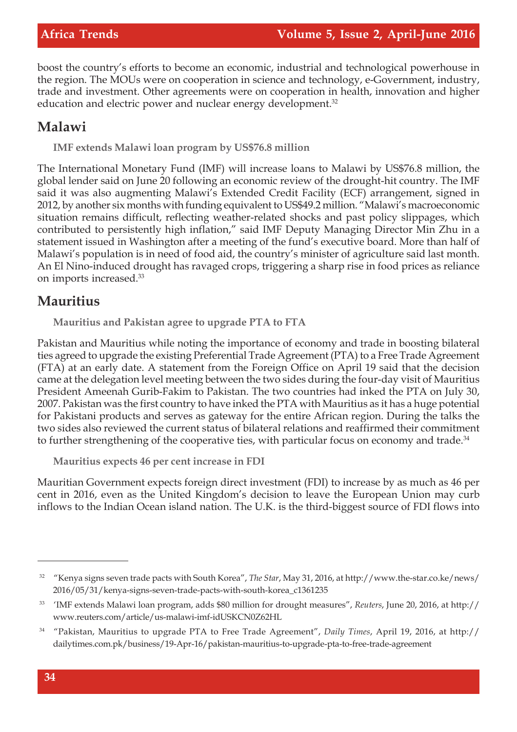boost the country's efforts to become an economic, industrial and technological powerhouse in the region. The MOUs were on cooperation in science and technology, e-Government, industry, trade and investment. Other agreements were on cooperation in health, innovation and higher education and electric power and nuclear energy development.[32]

## Malawi

### IMF extends Malawi loan program by US$76.8 million

The International Monetary Fund (IMF) will increase loans to Malawi by US$76.8 million, the global lender said on June 20 following an economic review of the drought-hit country. The IMF said it was also augmenting Malawi's Extended Credit Facility (ECF) arrangement, signed in 2012, by another six months with funding equivalent to US$49.2 million. "Malawi's macroeconomic situation remains difficult, reflecting weather-related shocks and past policy slippages, which contributed to persistently high inflation," said IMF Deputy Managing Director Min Zhu in a statement issued in Washington after a meeting of the fund's executive board. More than half of Malawi's population is in need of food aid, the country's minister of agriculture said last month. An El Nino-induced drought has ravaged crops, triggering a sharp rise in food prices as reliance on imports increased.[33]

## Mauritius

### Mauritius and Pakistan agree to upgrade PTA to FTA

Pakistan and Mauritius while noting the importance of economy and trade in boosting bilateral ties agreed to upgrade the existing Preferential Trade Agreement (PTA) to a Free Trade Agreement (FTA) at an early date. A statement from the Foreign Office on April 19 said that the decision came at the delegation level meeting between the two sides during the four-day visit of Mauritius President Ameenah Gurib-Fakim to Pakistan. The two countries had inked the PTA on July 30, 2007. Pakistan was the first country to have inked the PTA with Mauritius as it has a huge potential for Pakistani products and serves as gateway for the entire African region. During the talks the two sides also reviewed the current status of bilateral relations and reaffirmed their commitment to further strengthening of the cooperative ties, with particular focus on economy and trade.[34]

### Mauritius expects 46 per cent increase in FDI

Mauritian Government expects foreign direct investment (FDI) to increase by as much as 46 per cent in 2016, even as the United Kingdom's decision to leave the European Union may curb inflows to the Indian Ocean island nation. The U.K. is the third-biggest source of FDI flows into

---

[32] "Kenya signs seven trade pacts with South Korea", *The Star*, May 31, 2016, at http://www.the-star.co.ke/news/2016/05/31/kenya-signs-seven-trade-pacts-with-south-korea_c1361235

[33] 'IMF extends Malawi loan program, adds $80 million for drought measures", *Reuters*, June 20, 2016, at http://www.reuters.com/article/us-malawi-imf-idUSKCN0Z62HL

[34] "Pakistan, Mauritius to upgrade PTA to Free Trade Agreement", *Daily Times*, April 19, 2016, at http://dailytimes.com.pk/business/19-Apr-16/pakistan-mauritius-to-upgrade-pta-to-free-trade-agreement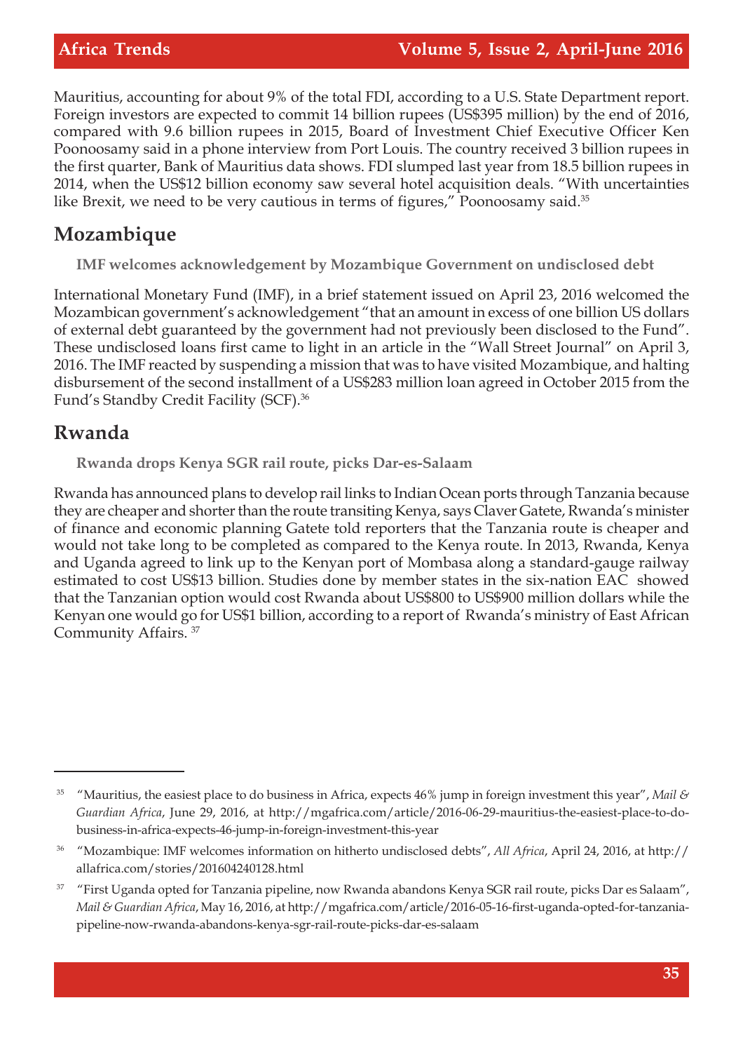Mauritius, accounting for about 9% of the total FDI, according to a U.S. State Department report. Foreign investors are expected to commit 14 billion rupees (US$395 million) by the end of 2016, compared with 9.6 billion rupees in 2015, Board of Investment Chief Executive Officer Ken Poonoosamy said in a phone interview from Port Louis. The country received 3 billion rupees in the first quarter, Bank of Mauritius data shows. FDI slumped last year from 18.5 billion rupees in 2014, when the US$12 billion economy saw several hotel acquisition deals. "With uncertainties like Brexit, we need to be very cautious in terms of figures," Poonoosamy said.[35]

## Mozambique

**IMF welcomes acknowledgement by Mozambique Government on undisclosed debt**

International Monetary Fund (IMF), in a brief statement issued on April 23, 2016 welcomed the Mozambican government's acknowledgement "that an amount in excess of one billion US dollars of external debt guaranteed by the government had not previously been disclosed to the Fund". These undisclosed loans first came to light in an article in the "Wall Street Journal" on April 3, 2016. The IMF reacted by suspending a mission that was to have visited Mozambique, and halting disbursement of the second installment of a US$283 million loan agreed in October 2015 from the Fund's Standby Credit Facility (SCF).[36]

## Rwanda

**Rwanda drops Kenya SGR rail route, picks Dar-es-Salaam**

Rwanda has announced plans to develop rail links to Indian Ocean ports through Tanzania because they are cheaper and shorter than the route transiting Kenya, says Claver Gatete, Rwanda's minister of finance and economic planning Gatete told reporters that the Tanzania route is cheaper and would not take long to be completed as compared to the Kenya route. In 2013, Rwanda, Kenya and Uganda agreed to link up to the Kenyan port of Mombasa along a standard-gauge railway estimated to cost US$13 billion. Studies done by member states in the six-nation EAC showed that the Tanzanian option would cost Rwanda about US$800 to US$900 million dollars while the Kenyan one would go for US$1 billion, according to a report of Rwanda's ministry of East African Community Affairs.[37]

---

[35] "Mauritius, the easiest place to do business in Africa, expects 46% jump in foreign investment this year", *Mail & Guardian Africa*, June 29, 2016, at http://mgafrica.com/article/2016-06-29-mauritius-the-easiest-place-to-do-business-in-africa-expects-46-jump-in-foreign-investment-this-year

[36] "Mozambique: IMF welcomes information on hitherto undisclosed debts", *All Africa*, April 24, 2016, at http://allafrica.com/stories/201604240128.html

[37] "First Uganda opted for Tanzania pipeline, now Rwanda abandons Kenya SGR rail route, picks Dar es Salaam", *Mail & Guardian Africa*, May 16, 2016, at http://mgafrica.com/article/2016-05-16-first-uganda-opted-for-tanzania-pipeline-now-rwanda-abandons-kenya-sgr-rail-route-picks-dar-es-salaam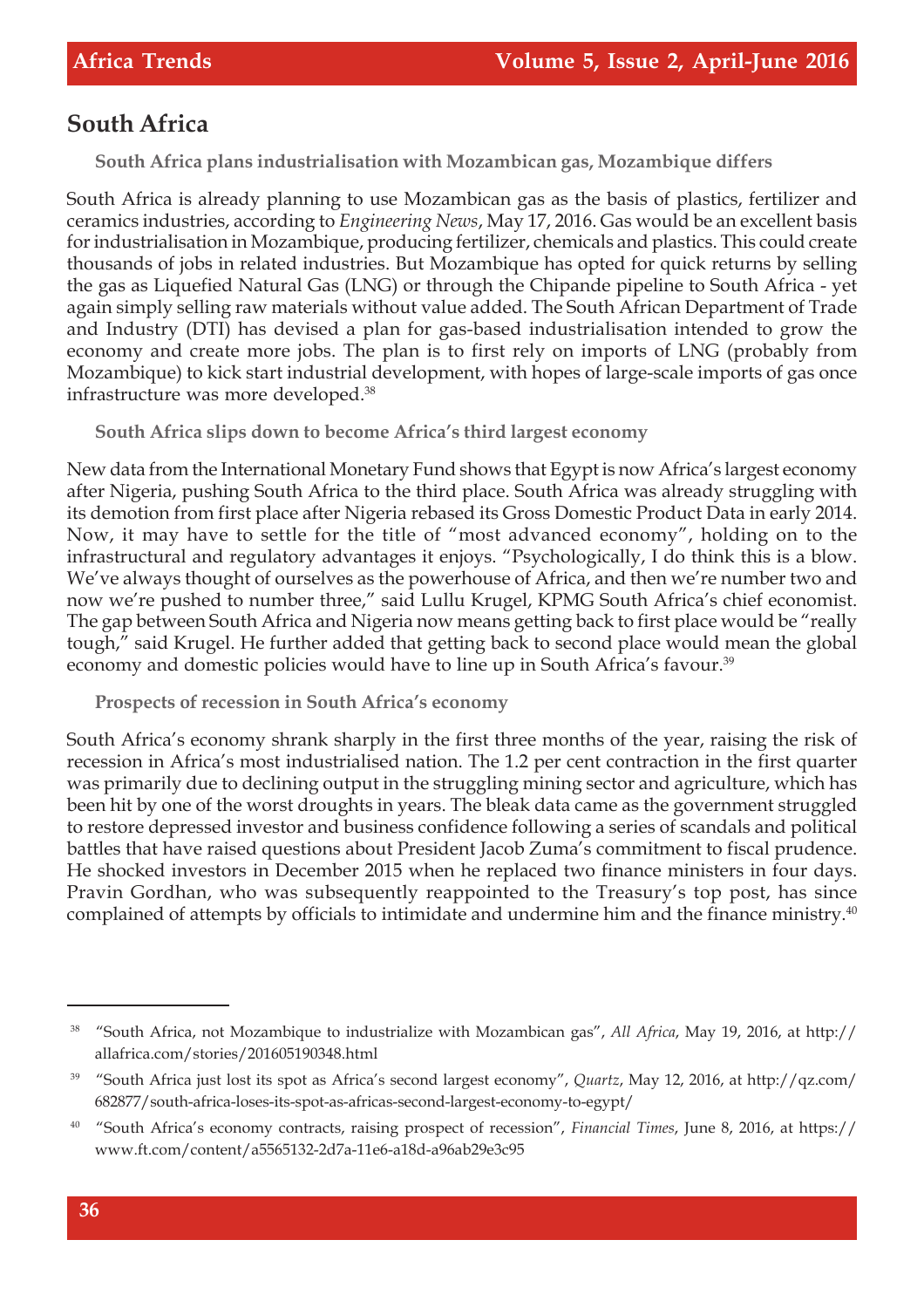## South Africa

### South Africa plans industrialisation with Mozambican gas, Mozambique differs

South Africa is already planning to use Mozambican gas as the basis of plastics, fertilizer and ceramics industries, according to *Engineering News*, May 17, 2016. Gas would be an excellent basis for industrialisation in Mozambique, producing fertilizer, chemicals and plastics. This could create thousands of jobs in related industries. But Mozambique has opted for quick returns by selling the gas as Liquefied Natural Gas (LNG) or through the Chipande pipeline to South Africa - yet again simply selling raw materials without value added. The South African Department of Trade and Industry (DTI) has devised a plan for gas-based industrialisation intended to grow the economy and create more jobs. The plan is to first rely on imports of LNG (probably from Mozambique) to kick start industrial development, with hopes of large-scale imports of gas once infrastructure was more developed.[38]

### South Africa slips down to become Africa's third largest economy

New data from the International Monetary Fund shows that Egypt is now Africa's largest economy after Nigeria, pushing South Africa to the third place. South Africa was already struggling with its demotion from first place after Nigeria rebased its Gross Domestic Product Data in early 2014. Now, it may have to settle for the title of "most advanced economy", holding on to the infrastructural and regulatory advantages it enjoys. "Psychologically, I do think this is a blow. We've always thought of ourselves as the powerhouse of Africa, and then we're number two and now we're pushed to number three," said Lullu Krugel, KPMG South Africa's chief economist. The gap between South Africa and Nigeria now means getting back to first place would be "really tough," said Krugel. He further added that getting back to second place would mean the global economy and domestic policies would have to line up in South Africa's favour.[39]

### Prospects of recession in South Africa's economy

South Africa's economy shrank sharply in the first three months of the year, raising the risk of recession in Africa's most industrialised nation. The 1.2 per cent contraction in the first quarter was primarily due to declining output in the struggling mining sector and agriculture, which has been hit by one of the worst droughts in years. The bleak data came as the government struggled to restore depressed investor and business confidence following a series of scandals and political battles that have raised questions about President Jacob Zuma's commitment to fiscal prudence. He shocked investors in December 2015 when he replaced two finance ministers in four days. Pravin Gordhan, who was subsequently reappointed to the Treasury's top post, has since complained of attempts by officials to intimidate and undermine him and the finance ministry.[40]

---

[38] "South Africa, not Mozambique to industrialize with Mozambican gas", *All Africa*, May 19, 2016, at http://allafrica.com/stories/201605190348.html

[39] "South Africa just lost its spot as Africa's second largest economy", *Quartz*, May 12, 2016, at http://qz.com/682877/south-africa-loses-its-spot-as-africas-second-largest-economy-to-egypt/

[40] "South Africa's economy contracts, raising prospect of recession", *Financial Times*, June 8, 2016, at https://www.ft.com/content/a5565132-2d7a-11e6-a18d-a96ab29e3c95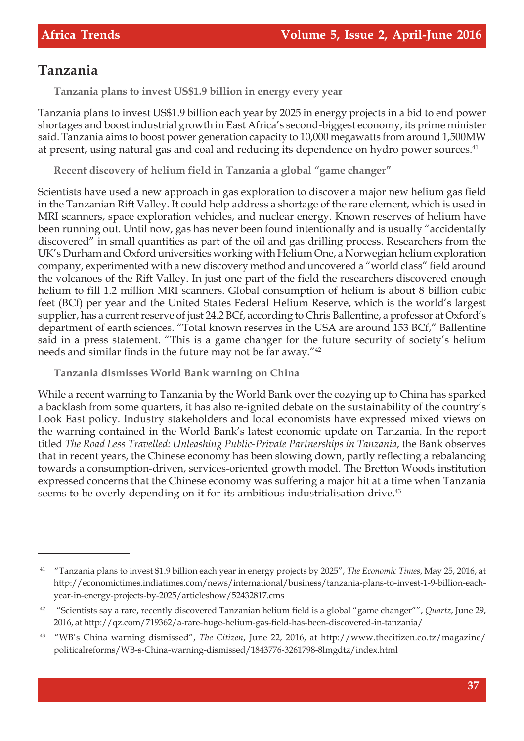## Tanzania

### Tanzania plans to invest US$1.9 billion in energy every year

Tanzania plans to invest US$1.9 billion each year by 2025 in energy projects in a bid to end power shortages and boost industrial growth in East Africa's second-biggest economy, its prime minister said. Tanzania aims to boost power generation capacity to 10,000 megawatts from around 1,500MW at present, using natural gas and coal and reducing its dependence on hydro power sources.[41]

### Recent discovery of helium field in Tanzania a global "game changer"

Scientists have used a new approach in gas exploration to discover a major new helium gas field in the Tanzanian Rift Valley. It could help address a shortage of the rare element, which is used in MRI scanners, space exploration vehicles, and nuclear energy. Known reserves of helium have been running out. Until now, gas has never been found intentionally and is usually "accidentally discovered" in small quantities as part of the oil and gas drilling process. Researchers from the UK's Durham and Oxford universities working with Helium One, a Norwegian helium exploration company, experimented with a new discovery method and uncovered a "world class" field around the volcanoes of the Rift Valley. In just one part of the field the researchers discovered enough helium to fill 1.2 million MRI scanners. Global consumption of helium is about 8 billion cubic feet (BCf) per year and the United States Federal Helium Reserve, which is the world's largest supplier, has a current reserve of just 24.2 BCf, according to Chris Ballentine, a professor at Oxford's department of earth sciences. "Total known reserves in the USA are around 153 BCf," Ballentine said in a press statement. "This is a game changer for the future security of society's helium needs and similar finds in the future may not be far away."[42]

### Tanzania dismisses World Bank warning on China

While a recent warning to Tanzania by the World Bank over the cozying up to China has sparked a backlash from some quarters, it has also re-ignited debate on the sustainability of the country's Look East policy. Industry stakeholders and local economists have expressed mixed views on the warning contained in the World Bank's latest economic update on Tanzania. In the report titled *The Road Less Travelled: Unleashing Public-Private Partnerships in Tanzania*, the Bank observes that in recent years, the Chinese economy has been slowing down, partly reflecting a rebalancing towards a consumption-driven, services-oriented growth model. The Bretton Woods institution expressed concerns that the Chinese economy was suffering a major hit at a time when Tanzania seems to be overly depending on it for its ambitious industrialisation drive.[43]

---

[41] "Tanzania plans to invest $1.9 billion each year in energy projects by 2025", *The Economic Times*, May 25, 2016, at http://economictimes.indiatimes.com/news/international/business/tanzania-plans-to-invest-1-9-billion-each-year-in-energy-projects-by-2025/articleshow/52432817.cms

[42] "Scientists say a rare, recently discovered Tanzanian helium field is a global "game changer"", *Quartz*, June 29, 2016, at http://qz.com/719362/a-rare-huge-helium-gas-field-has-been-discovered-in-tanzania/

[43] "WB's China warning dismissed", *The Citizen*, June 22, 2016, at http://www.thecitizen.co.tz/magazine/politicalreforms/WB-s-China-warning-dismissed/1843776-3261798-8lmgdtz/index.html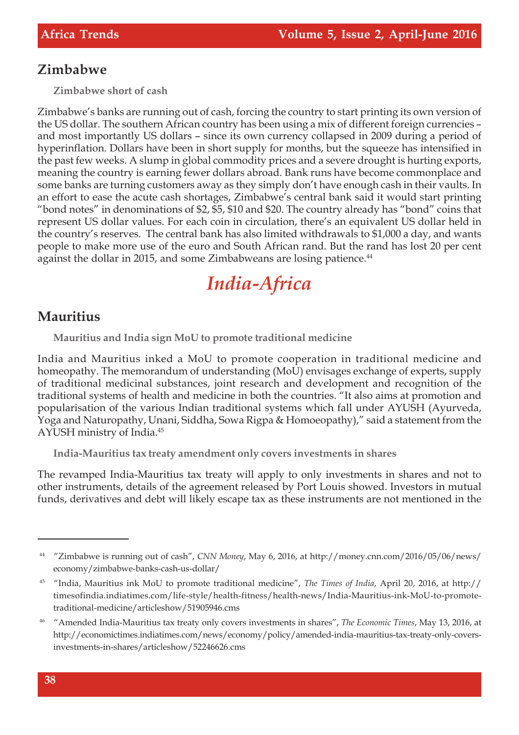## Zimbabwe

### Zimbabwe short of cash

Zimbabwe's banks are running out of cash, forcing the country to start printing its own version of the US dollar. The southern African country has been using a mix of different foreign currencies – and most importantly US dollars – since its own currency collapsed in 2009 during a period of hyperinflation. Dollars have been in short supply for months, but the squeeze has intensified in the past few weeks. A slump in global commodity prices and a severe drought is hurting exports, meaning the country is earning fewer dollars abroad. Bank runs have become commonplace and some banks are turning customers away as they simply don't have enough cash in their vaults. In an effort to ease the acute cash shortages, Zimbabwe's central bank said it would start printing "bond notes" in denominations of $2, $5, $10 and $20. The country already has "bond" coins that represent US dollar values. For each coin in circulation, there's an equivalent US dollar held in the country's reserves. The central bank has also limited withdrawals to $1,000 a day, and wants people to make more use of the euro and South African rand. But the rand has lost 20 per cent against the dollar in 2015, and some Zimbabweans are losing patience.[44]

# *India-Africa*

## Mauritius

### Mauritius and India sign MoU to promote traditional medicine

India and Mauritius inked a MoU to promote cooperation in traditional medicine and homeopathy. The memorandum of understanding (MoU) envisages exchange of experts, supply of traditional medicinal substances, joint research and development and recognition of the traditional systems of health and medicine in both the countries. "It also aims at promotion and popularisation of the various Indian traditional systems which fall under AYUSH (Ayurveda, Yoga and Naturopathy, Unani, Siddha, Sowa Rigpa & Homoeopathy)," said a statement from the AYUSH ministry of India.[45]

### India-Mauritius tax treaty amendment only covers investments in shares

The revamped India-Mauritius tax treaty will apply to only investments in shares and not to other instruments, details of the agreement released by Port Louis showed. Investors in mutual funds, derivatives and debt will likely escape tax as these instruments are not mentioned in the

---

[44] "Zimbabwe is running out of cash", *CNN Money*, May 6, 2016, at http://money.cnn.com/2016/05/06/news/economy/zimbabwe-banks-cash-us-dollar/

[45] "India, Mauritius ink MoU to promote traditional medicine", *The Times of India*, April 20, 2016, at http://timesofindia.indiatimes.com/life-style/health-fitness/health-news/India-Mauritius-ink-MoU-to-promote-traditional-medicine/articleshow/51905946.cms

[46] "Amended India-Mauritius tax treaty only covers investments in shares", *The Economic Times*, May 13, 2016, at http://economictimes.indiatimes.com/news/economy/policy/amended-india-mauritius-tax-treaty-only-covers-investments-in-shares/articleshow/52246626.cms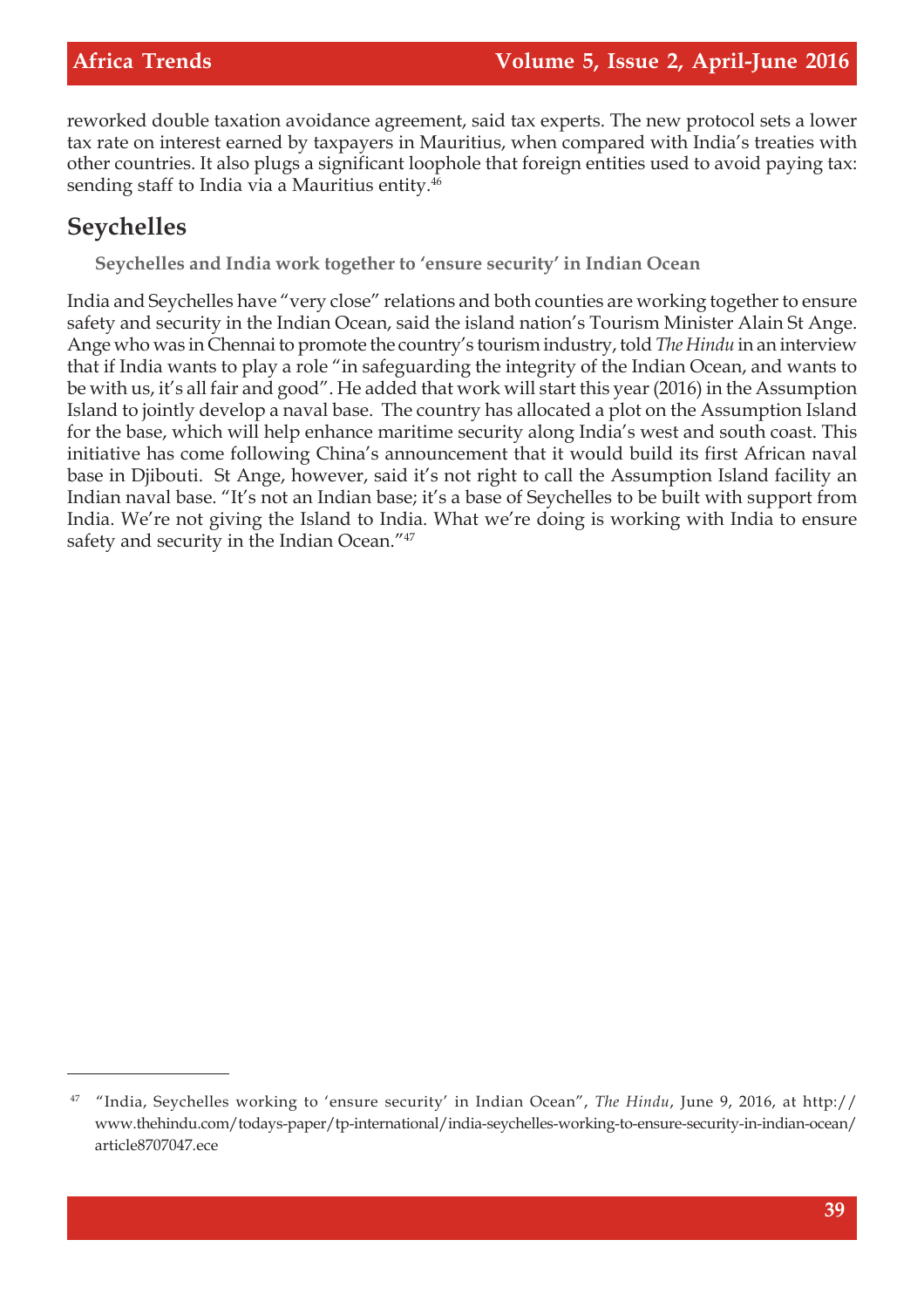reworked double taxation avoidance agreement, said tax experts. The new protocol sets a lower tax rate on interest earned by taxpayers in Mauritius, when compared with India's treaties with other countries. It also plugs a significant loophole that foreign entities used to avoid paying tax: sending staff to India via a Mauritius entity.[46]

## Seychelles

### Seychelles and India work together to 'ensure security' in Indian Ocean

India and Seychelles have "very close" relations and both counties are working together to ensure safety and security in the Indian Ocean, said the island nation's Tourism Minister Alain St Ange. Ange who was in Chennai to promote the country's tourism industry, told *The Hindu* in an interview that if India wants to play a role "in safeguarding the integrity of the Indian Ocean, and wants to be with us, it's all fair and good". He added that work will start this year (2016) in the Assumption Island to jointly develop a naval base. The country has allocated a plot on the Assumption Island for the base, which will help enhance maritime security along India's west and south coast. This initiative has come following China's announcement that it would build its first African naval base in Djibouti. St Ange, however, said it's not right to call the Assumption Island facility an Indian naval base. "It's not an Indian base; it's a base of Seychelles to be built with support from India. We're not giving the Island to India. What we're doing is working with India to ensure safety and security in the Indian Ocean."[47]

---

[47] "India, Seychelles working to 'ensure security' in Indian Ocean", *The Hindu*, June 9, 2016, at http://www.thehindu.com/todays-paper/tp-international/india-seychelles-working-to-ensure-security-in-indian-ocean/article8707047.ece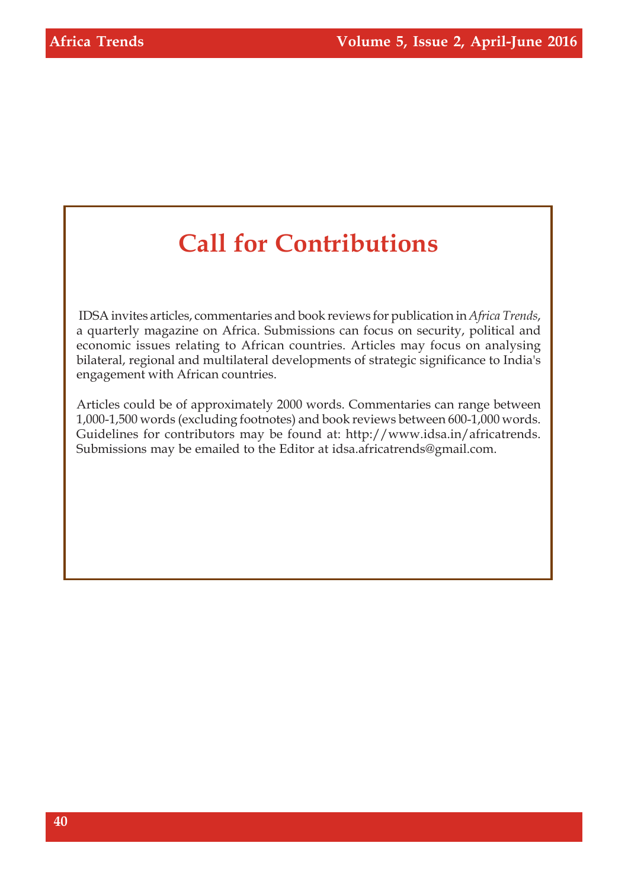# Call for Contributions

IDSA invites articles, commentaries and book reviews for publication in *Africa Trends*, a quarterly magazine on Africa. Submissions can focus on security, political and economic issues relating to African countries. Articles may focus on analysing bilateral, regional and multilateral developments of strategic significance to India's engagement with African countries.

Articles could be of approximately 2000 words. Commentaries can range between 1,000-1,500 words (excluding footnotes) and book reviews between 600-1,000 words. Guidelines for contributors may be found at: http://www.idsa.in/africatrends. Submissions may be emailed to the Editor at idsa.africatrends@gmail.com.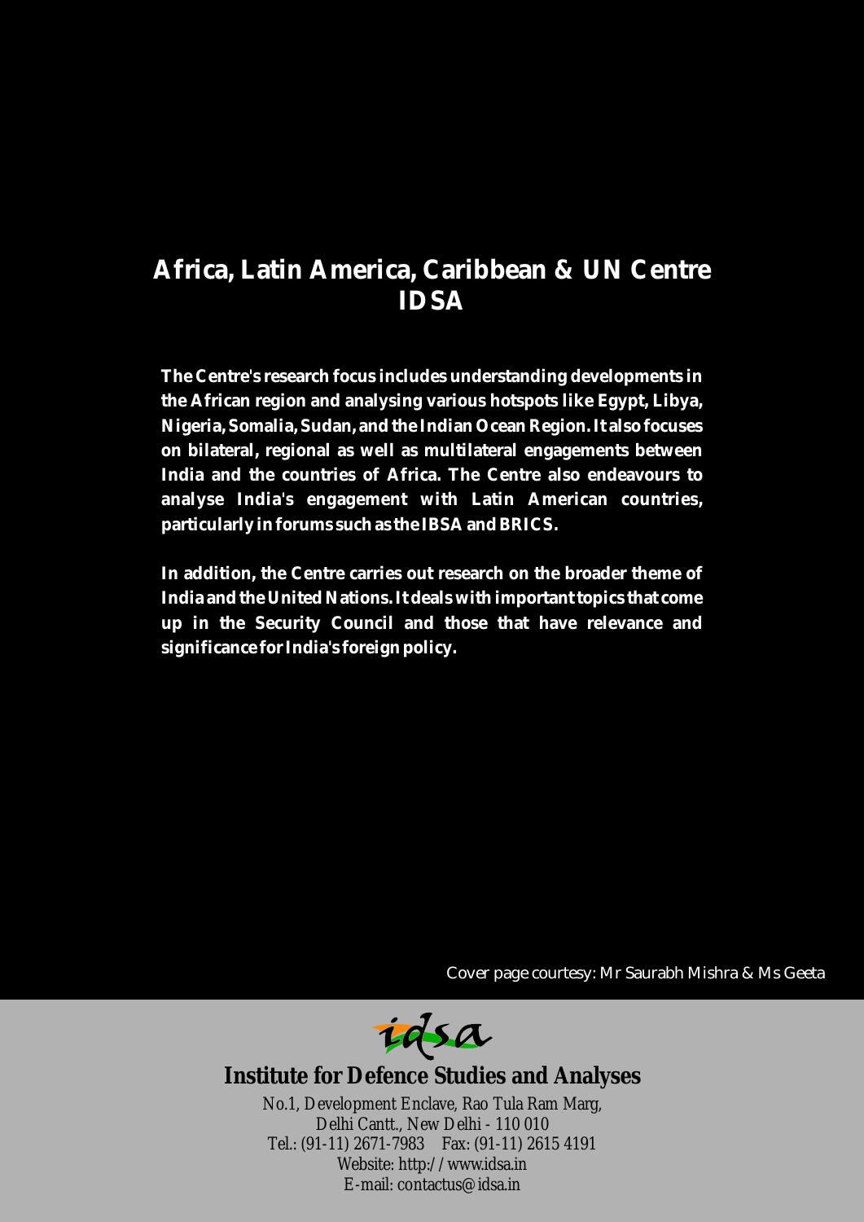# Africa, Latin America, Caribbean & UN Centre IDSA

**The Centre's research focus includes understanding developments in the African region and analysing various hotspots like Egypt, Libya, Nigeria, Somalia, Sudan, and the Indian Ocean Region. It also focuses on bilateral, regional as well as multilateral engagements between India and the countries of Africa. The Centre also endeavours to analyse India's engagement with Latin American countries, particularly in forums such as the IBSA and BRICS.**

**In addition, the Centre carries out research on the broader theme of India and the United Nations. It deals with important topics that come up in the Security Council and those that have relevance and significance for India's foreign policy.**

Cover page courtesy: Mr Saurabh Mishra & Ms Geeta

idsa

**Institute for Defence Studies and Analyses**

No.1, Development Enclave, Rao Tula Ram Marg,
Delhi Cantt., New Delhi - 110 010
Tel.: (91-11) 2671-7983 Fax: (91-11) 2615 4191
Website: http://www.idsa.in
E-mail: contactus@idsa.in